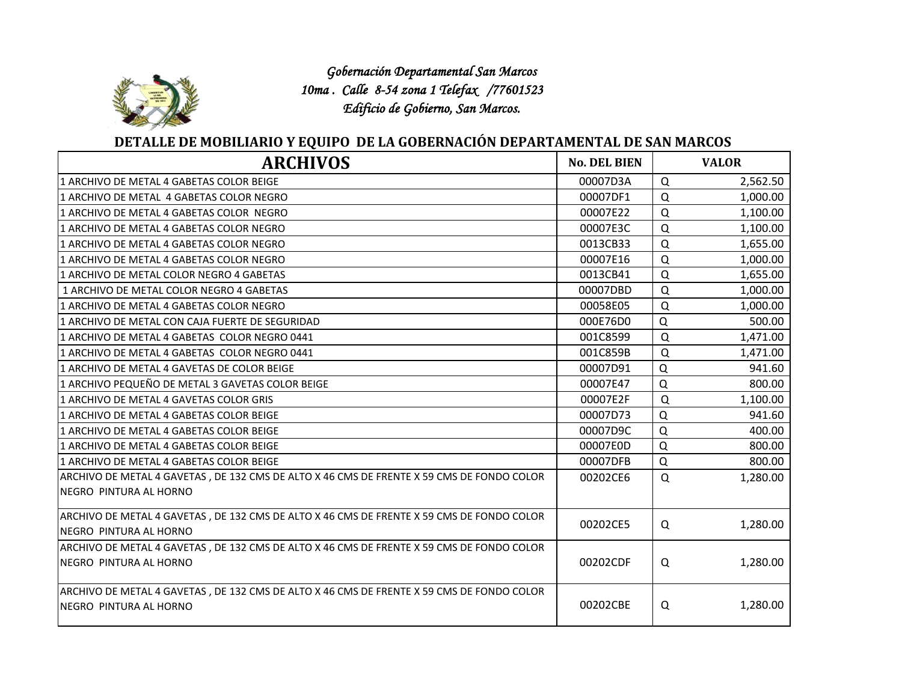*Gobernación Departamental San Marcos*
*10ma . Calle 8-54 zona 1 Telefax /77601523*
*Edificio de Gobierno, San Marcos.*

## DETALLE DE MOBILIARIO Y EQUIPO DE LA GOBERNACIÓN DEPARTAMENTAL DE SAN MARCOS

| ARCHIVOS | No. DEL BIEN | VALOR |
|---|---|---|
| 1 ARCHIVO DE METAL 4 GABETAS COLOR BEIGE | 00007D3A | Q 2,562.50 |
| 1 ARCHIVO DE METAL 4 GABETAS COLOR NEGRO | 00007DF1 | Q 1,000.00 |
| 1 ARCHIVO DE METAL 4 GABETAS COLOR NEGRO | 00007E22 | Q 1,100.00 |
| 1 ARCHIVO DE METAL 4 GABETAS COLOR NEGRO | 00007E3C | Q 1,100.00 |
| 1 ARCHIVO DE METAL 4 GABETAS COLOR NEGRO | 0013CB33 | Q 1,655.00 |
| 1 ARCHIVO DE METAL 4 GABETAS COLOR NEGRO | 00007E16 | Q 1,000.00 |
| 1 ARCHIVO DE METAL COLOR NEGRO 4 GABETAS | 0013CB41 | Q 1,655.00 |
| 1 ARCHIVO DE METAL COLOR NEGRO 4 GABETAS | 00007DBD | Q 1,000.00 |
| 1 ARCHIVO DE METAL 4 GABETAS COLOR NEGRO | 00058E05 | Q 1,000.00 |
| 1 ARCHIVO DE METAL CON CAJA FUERTE DE SEGURIDAD | 000E76D0 | Q 500.00 |
| 1 ARCHIVO DE METAL 4 GABETAS COLOR NEGRO 0441 | 001C8599 | Q 1,471.00 |
| 1 ARCHIVO DE METAL 4 GABETAS COLOR NEGRO 0441 | 001C859B | Q 1,471.00 |
| 1 ARCHIVO DE METAL 4 GAVETAS DE COLOR BEIGE | 00007D91 | Q 941.60 |
| 1 ARCHIVO PEQUEÑO DE METAL 3 GAVETAS COLOR BEIGE | 00007E47 | Q 800.00 |
| 1 ARCHIVO DE METAL 4 GAVETAS COLOR GRIS | 00007E2F | Q 1,100.00 |
| 1 ARCHIVO DE METAL 4 GABETAS COLOR BEIGE | 00007D73 | Q 941.60 |
| 1 ARCHIVO DE METAL 4 GABETAS COLOR BEIGE | 00007D9C | Q 400.00 |
| 1 ARCHIVO DE METAL 4 GABETAS COLOR BEIGE | 00007E0D | Q 800.00 |
| 1 ARCHIVO DE METAL 4 GABETAS COLOR BEIGE | 00007DFB | Q 800.00 |
| ARCHIVO DE METAL 4 GAVETAS , DE 132 CMS DE ALTO X 46 CMS DE FRENTE X 59 CMS DE FONDO COLOR NEGRO PINTURA AL HORNO | 00202CE6 | Q 1,280.00 |
| ARCHIVO DE METAL 4 GAVETAS , DE 132 CMS DE ALTO X 46 CMS DE FRENTE X 59 CMS DE FONDO COLOR NEGRO PINTURA AL HORNO | 00202CE5 | Q 1,280.00 |
| ARCHIVO DE METAL 4 GAVETAS , DE 132 CMS DE ALTO X 46 CMS DE FRENTE X 59 CMS DE FONDO COLOR NEGRO PINTURA AL HORNO | 00202CDF | Q 1,280.00 |
| ARCHIVO DE METAL 4 GAVETAS , DE 132 CMS DE ALTO X 46 CMS DE FRENTE X 59 CMS DE FONDO COLOR NEGRO PINTURA AL HORNO | 00202CBE | Q 1,280.00 |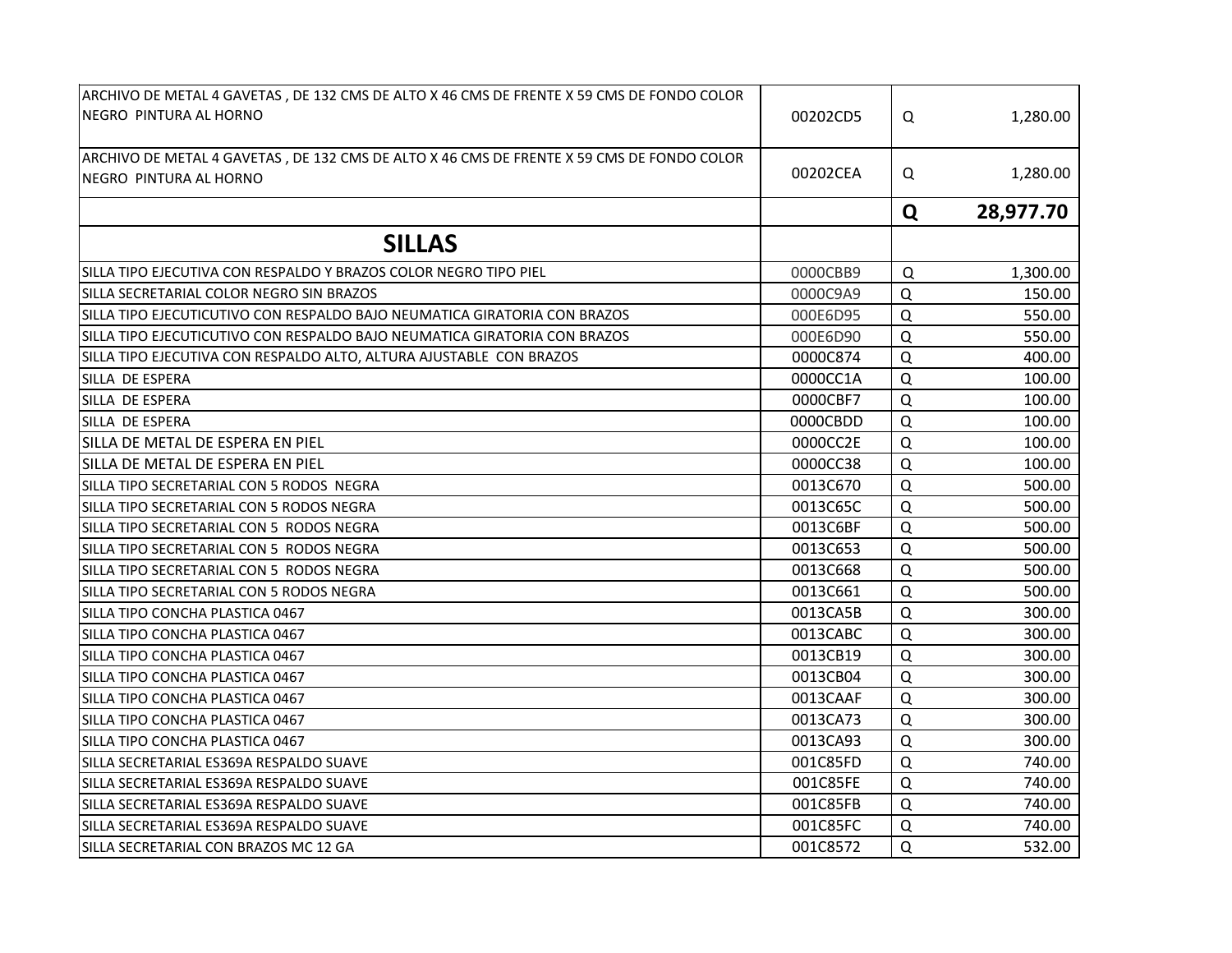| | | | |
|---|---|---|---|
| ARCHIVO DE METAL 4 GAVETAS , DE 132 CMS DE ALTO X 46 CMS DE FRENTE X 59 CMS DE FONDO COLOR NEGRO PINTURA AL HORNO | 00202CD5 | Q | 1,280.00 |
| ARCHIVO DE METAL 4 GAVETAS , DE 132 CMS DE ALTO X 46 CMS DE FRENTE X 59 CMS DE FONDO COLOR NEGRO PINTURA AL HORNO | 00202CEA | Q | 1,280.00 |
| | | **Q** | **28,977.70** |
| **SILLAS** | | | |
| SILLA TIPO EJECUTIVA CON RESPALDO Y BRAZOS COLOR NEGRO TIPO PIEL | 0000CBB9 | Q | 1,300.00 |
| SILLA SECRETARIAL COLOR NEGRO SIN BRAZOS | 0000C9A9 | Q | 150.00 |
| SILLA TIPO EJECUTICUTIVO CON RESPALDO BAJO NEUMATICA GIRATORIA CON BRAZOS | 000E6D95 | Q | 550.00 |
| SILLA TIPO EJECUTICUTIVO CON RESPALDO BAJO NEUMATICA GIRATORIA CON BRAZOS | 000E6D90 | Q | 550.00 |
| SILLA TIPO EJECUTIVA CON RESPALDO ALTO, ALTURA AJUSTABLE CON BRAZOS | 0000C874 | Q | 400.00 |
| SILLA DE ESPERA | 0000CC1A | Q | 100.00 |
| SILLA DE ESPERA | 0000CBF7 | Q | 100.00 |
| SILLA DE ESPERA | 0000CBDD | Q | 100.00 |
| SILLA DE METAL DE ESPERA EN PIEL | 0000CC2E | Q | 100.00 |
| SILLA DE METAL DE ESPERA EN PIEL | 0000CC38 | Q | 100.00 |
| SILLA TIPO SECRETARIAL CON 5 RODOS NEGRA | 0013C670 | Q | 500.00 |
| SILLA TIPO SECRETARIAL CON 5 RODOS NEGRA | 0013C65C | Q | 500.00 |
| SILLA TIPO SECRETARIAL CON 5 RODOS NEGRA | 0013C6BF | Q | 500.00 |
| SILLA TIPO SECRETARIAL CON 5 RODOS NEGRA | 0013C653 | Q | 500.00 |
| SILLA TIPO SECRETARIAL CON 5 RODOS NEGRA | 0013C668 | Q | 500.00 |
| SILLA TIPO SECRETARIAL CON 5 RODOS NEGRA | 0013C661 | Q | 500.00 |
| SILLA TIPO CONCHA PLASTICA 0467 | 0013CA5B | Q | 300.00 |
| SILLA TIPO CONCHA PLASTICA 0467 | 0013CABC | Q | 300.00 |
| SILLA TIPO CONCHA PLASTICA 0467 | 0013CB19 | Q | 300.00 |
| SILLA TIPO CONCHA PLASTICA 0467 | 0013CB04 | Q | 300.00 |
| SILLA TIPO CONCHA PLASTICA 0467 | 0013CAAF | Q | 300.00 |
| SILLA TIPO CONCHA PLASTICA 0467 | 0013CA73 | Q | 300.00 |
| SILLA TIPO CONCHA PLASTICA 0467 | 0013CA93 | Q | 300.00 |
| SILLA SECRETARIAL ES369A RESPALDO SUAVE | 001C85FD | Q | 740.00 |
| SILLA SECRETARIAL ES369A RESPALDO SUAVE | 001C85FE | Q | 740.00 |
| SILLA SECRETARIAL ES369A RESPALDO SUAVE | 001C85FB | Q | 740.00 |
| SILLA SECRETARIAL ES369A RESPALDO SUAVE | 001C85FC | Q | 740.00 |
| SILLA SECRETARIAL CON BRAZOS MC 12 GA | 001C8572 | Q | 532.00 |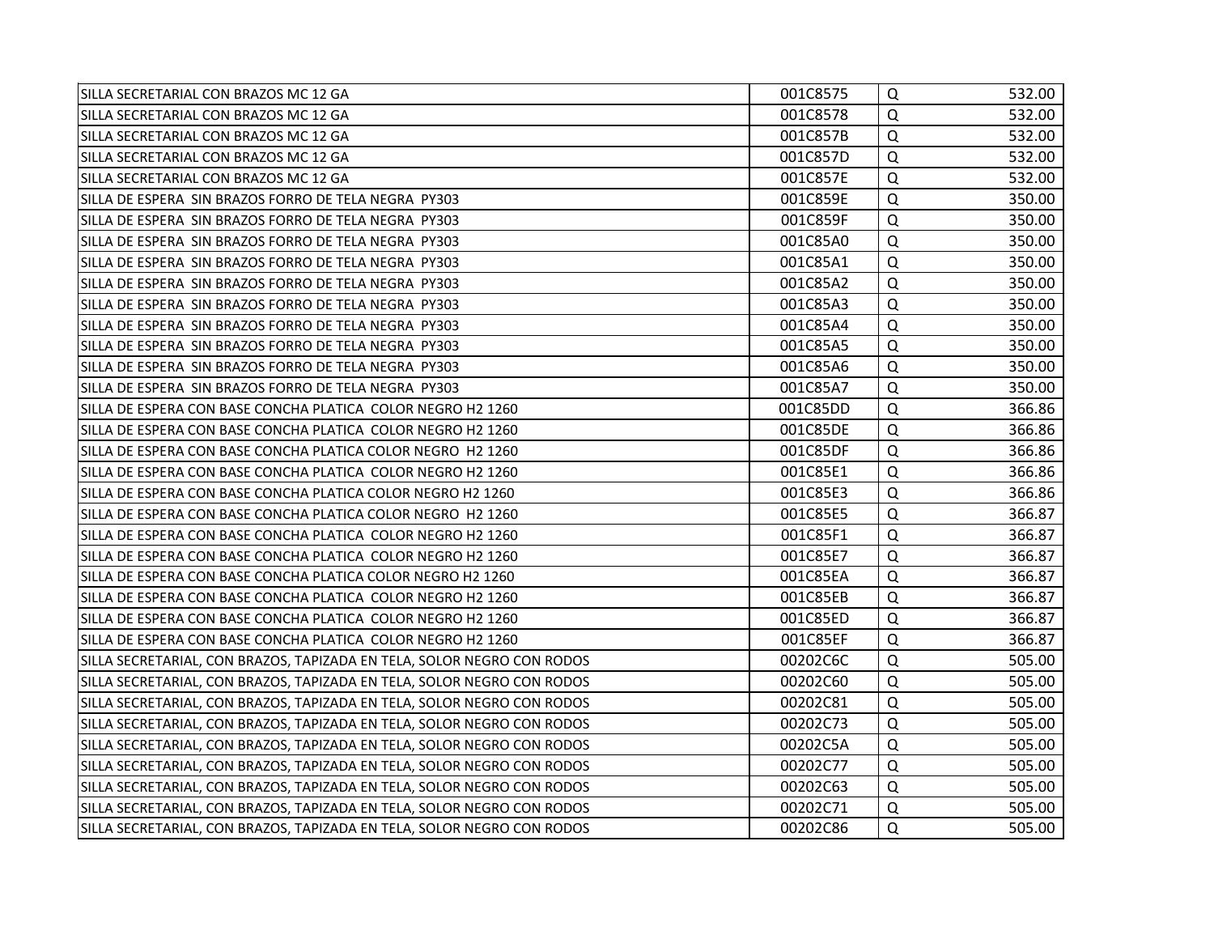| | | | |
|---|---|---|---|
| SILLA SECRETARIAL CON BRAZOS MC 12 GA | 001C8575 | Q | 532.00 |
| SILLA SECRETARIAL CON BRAZOS MC 12 GA | 001C8578 | Q | 532.00 |
| SILLA SECRETARIAL CON BRAZOS MC 12 GA | 001C857B | Q | 532.00 |
| SILLA SECRETARIAL CON BRAZOS MC 12 GA | 001C857D | Q | 532.00 |
| SILLA SECRETARIAL CON BRAZOS MC 12 GA | 001C857E | Q | 532.00 |
| SILLA DE ESPERA SIN BRAZOS FORRO DE TELA NEGRA PY303 | 001C859E | Q | 350.00 |
| SILLA DE ESPERA SIN BRAZOS FORRO DE TELA NEGRA PY303 | 001C859F | Q | 350.00 |
| SILLA DE ESPERA SIN BRAZOS FORRO DE TELA NEGRA PY303 | 001C85A0 | Q | 350.00 |
| SILLA DE ESPERA SIN BRAZOS FORRO DE TELA NEGRA PY303 | 001C85A1 | Q | 350.00 |
| SILLA DE ESPERA SIN BRAZOS FORRO DE TELA NEGRA PY303 | 001C85A2 | Q | 350.00 |
| SILLA DE ESPERA SIN BRAZOS FORRO DE TELA NEGRA PY303 | 001C85A3 | Q | 350.00 |
| SILLA DE ESPERA SIN BRAZOS FORRO DE TELA NEGRA PY303 | 001C85A4 | Q | 350.00 |
| SILLA DE ESPERA SIN BRAZOS FORRO DE TELA NEGRA PY303 | 001C85A5 | Q | 350.00 |
| SILLA DE ESPERA SIN BRAZOS FORRO DE TELA NEGRA PY303 | 001C85A6 | Q | 350.00 |
| SILLA DE ESPERA SIN BRAZOS FORRO DE TELA NEGRA PY303 | 001C85A7 | Q | 350.00 |
| SILLA DE ESPERA CON BASE CONCHA PLATICA COLOR NEGRO H2 1260 | 001C85DD | Q | 366.86 |
| SILLA DE ESPERA CON BASE CONCHA PLATICA COLOR NEGRO H2 1260 | 001C85DE | Q | 366.86 |
| SILLA DE ESPERA CON BASE CONCHA PLATICA COLOR NEGRO H2 1260 | 001C85DF | Q | 366.86 |
| SILLA DE ESPERA CON BASE CONCHA PLATICA COLOR NEGRO H2 1260 | 001C85E1 | Q | 366.86 |
| SILLA DE ESPERA CON BASE CONCHA PLATICA COLOR NEGRO H2 1260 | 001C85E3 | Q | 366.86 |
| SILLA DE ESPERA CON BASE CONCHA PLATICA COLOR NEGRO H2 1260 | 001C85E5 | Q | 366.87 |
| SILLA DE ESPERA CON BASE CONCHA PLATICA COLOR NEGRO H2 1260 | 001C85F1 | Q | 366.87 |
| SILLA DE ESPERA CON BASE CONCHA PLATICA COLOR NEGRO H2 1260 | 001C85E7 | Q | 366.87 |
| SILLA DE ESPERA CON BASE CONCHA PLATICA COLOR NEGRO H2 1260 | 001C85EA | Q | 366.87 |
| SILLA DE ESPERA CON BASE CONCHA PLATICA COLOR NEGRO H2 1260 | 001C85EB | Q | 366.87 |
| SILLA DE ESPERA CON BASE CONCHA PLATICA COLOR NEGRO H2 1260 | 001C85ED | Q | 366.87 |
| SILLA DE ESPERA CON BASE CONCHA PLATICA COLOR NEGRO H2 1260 | 001C85EF | Q | 366.87 |
| SILLA SECRETARIAL, CON BRAZOS, TAPIZADA EN TELA, SOLOR NEGRO CON RODOS | 00202C6C | Q | 505.00 |
| SILLA SECRETARIAL, CON BRAZOS, TAPIZADA EN TELA, SOLOR NEGRO CON RODOS | 00202C60 | Q | 505.00 |
| SILLA SECRETARIAL, CON BRAZOS, TAPIZADA EN TELA, SOLOR NEGRO CON RODOS | 00202C81 | Q | 505.00 |
| SILLA SECRETARIAL, CON BRAZOS, TAPIZADA EN TELA, SOLOR NEGRO CON RODOS | 00202C73 | Q | 505.00 |
| SILLA SECRETARIAL, CON BRAZOS, TAPIZADA EN TELA, SOLOR NEGRO CON RODOS | 00202C5A | Q | 505.00 |
| SILLA SECRETARIAL, CON BRAZOS, TAPIZADA EN TELA, SOLOR NEGRO CON RODOS | 00202C77 | Q | 505.00 |
| SILLA SECRETARIAL, CON BRAZOS, TAPIZADA EN TELA, SOLOR NEGRO CON RODOS | 00202C63 | Q | 505.00 |
| SILLA SECRETARIAL, CON BRAZOS, TAPIZADA EN TELA, SOLOR NEGRO CON RODOS | 00202C71 | Q | 505.00 |
| SILLA SECRETARIAL, CON BRAZOS, TAPIZADA EN TELA, SOLOR NEGRO CON RODOS | 00202C86 | Q | 505.00 |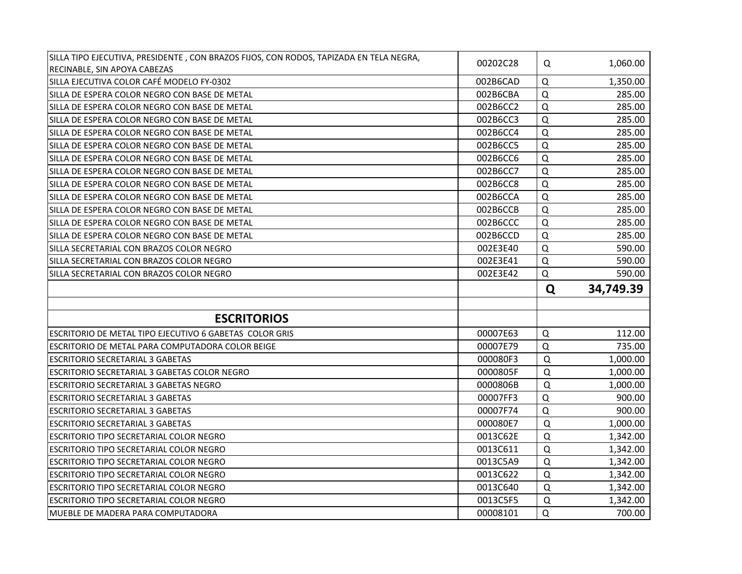| | | | |
|---|---|---|---|
| SILLA TIPO EJECUTIVA, PRESIDENTE , CON BRAZOS FIJOS, CON RODOS, TAPIZADA EN TELA NEGRA, RECINABLE, SIN APOYA CABEZAS | 00202C28 | Q | 1,060.00 |
| SILLA EJECUTIVA COLOR CAFÉ MODELO FY-0302 | 002B6CAD | Q | 1,350.00 |
| SILLA DE ESPERA COLOR NEGRO CON BASE DE METAL | 002B6CBA | Q | 285.00 |
| SILLA DE ESPERA COLOR NEGRO CON BASE DE METAL | 002B6CC2 | Q | 285.00 |
| SILLA DE ESPERA COLOR NEGRO CON BASE DE METAL | 002B6CC3 | Q | 285.00 |
| SILLA DE ESPERA COLOR NEGRO CON BASE DE METAL | 002B6CC4 | Q | 285.00 |
| SILLA DE ESPERA COLOR NEGRO CON BASE DE METAL | 002B6CC5 | Q | 285.00 |
| SILLA DE ESPERA COLOR NEGRO CON BASE DE METAL | 002B6CC6 | Q | 285.00 |
| SILLA DE ESPERA COLOR NEGRO CON BASE DE METAL | 002B6CC7 | Q | 285.00 |
| SILLA DE ESPERA COLOR NEGRO CON BASE DE METAL | 002B6CC8 | Q | 285.00 |
| SILLA DE ESPERA COLOR NEGRO CON BASE DE METAL | 002B6CCA | Q | 285.00 |
| SILLA DE ESPERA COLOR NEGRO CON BASE DE METAL | 002B6CCB | Q | 285.00 |
| SILLA DE ESPERA COLOR NEGRO CON BASE DE METAL | 002B6CCC | Q | 285.00 |
| SILLA DE ESPERA COLOR NEGRO CON BASE DE METAL | 002B6CCD | Q | 285.00 |
| SILLA SECRETARIAL CON BRAZOS COLOR NEGRO | 002E3E40 | Q | 590.00 |
| SILLA SECRETARIAL CON BRAZOS COLOR NEGRO | 002E3E41 | Q | 590.00 |
| SILLA SECRETARIAL CON BRAZOS COLOR NEGRO | 002E3E42 | Q | 590.00 |
| | | **Q** | **34,749.39** |
| | | | |
| **ESCRITORIOS** | | | |
| ESCRITORIO DE METAL TIPO EJECUTIVO 6 GABETAS COLOR GRIS | 00007E63 | Q | 112.00 |
| ESCRITORIO DE METAL PARA COMPUTADORA COLOR BEIGE | 00007E79 | Q | 735.00 |
| ESCRITORIO SECRETARIAL 3 GABETAS | 000080F3 | Q | 1,000.00 |
| ESCRITORIO SECRETARIAL 3 GABETAS COLOR NEGRO | 0000805F | Q | 1,000.00 |
| ESCRITORIO SECRETARIAL 3 GABETAS NEGRO | 0000806B | Q | 1,000.00 |
| ESCRITORIO SECRETARIAL 3 GABETAS | 00007FF3 | Q | 900.00 |
| ESCRITORIO SECRETARIAL 3 GABETAS | 00007F74 | Q | 900.00 |
| ESCRITORIO SECRETARIAL 3 GABETAS | 000080E7 | Q | 1,000.00 |
| ESCRITORIO TIPO SECRETARIAL COLOR NEGRO | 0013C62E | Q | 1,342.00 |
| ESCRITORIO TIPO SECRETARIAL COLOR NEGRO | 0013C611 | Q | 1,342.00 |
| ESCRITORIO TIPO SECRETARIAL COLOR NEGRO | 0013C5A9 | Q | 1,342.00 |
| ESCRITORIO TIPO SECRETARIAL COLOR NEGRO | 0013C622 | Q | 1,342.00 |
| ESCRITORIO TIPO SECRETARIAL COLOR NEGRO | 0013C640 | Q | 1,342.00 |
| ESCRITORIO TIPO SECRETARIAL COLOR NEGRO | 0013C5F5 | Q | 1,342.00 |
| MUEBLE DE MADERA PARA COMPUTADORA | 00008101 | Q | 700.00 |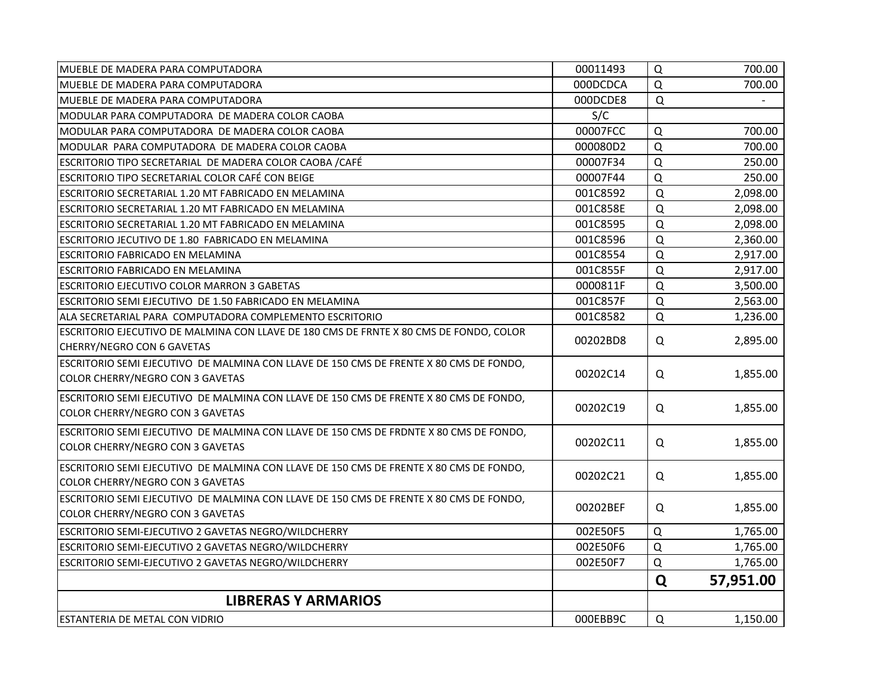| | | | |
|---|---|---|---|
| MUEBLE DE MADERA PARA COMPUTADORA | 00011493 | Q | 700.00 |
| MUEBLE DE MADERA PARA COMPUTADORA | 000DCDCA | Q | 700.00 |
| MUEBLE DE MADERA PARA COMPUTADORA | 000DCDE8 | Q | - |
| MODULAR PARA COMPUTADORA DE MADERA COLOR CAOBA | S/C | | |
| MODULAR PARA COMPUTADORA DE MADERA COLOR CAOBA | 00007FCC | Q | 700.00 |
| MODULAR PARA COMPUTADORA DE MADERA COLOR CAOBA | 000080D2 | Q | 700.00 |
| ESCRITORIO TIPO SECRETARIAL DE MADERA COLOR CAOBA /CAFÉ | 00007F34 | Q | 250.00 |
| ESCRITORIO TIPO SECRETARIAL COLOR CAFÉ CON BEIGE | 00007F44 | Q | 250.00 |
| ESCRITORIO SECRETARIAL 1.20 MT FABRICADO EN MELAMINA | 001C8592 | Q | 2,098.00 |
| ESCRITORIO SECRETARIAL 1.20 MT FABRICADO EN MELAMINA | 001C858E | Q | 2,098.00 |
| ESCRITORIO SECRETARIAL 1.20 MT FABRICADO EN MELAMINA | 001C8595 | Q | 2,098.00 |
| ESCRITORIO JECUTIVO DE 1.80 FABRICADO EN MELAMINA | 001C8596 | Q | 2,360.00 |
| ESCRITORIO FABRICADO EN MELAMINA | 001C8554 | Q | 2,917.00 |
| ESCRITORIO FABRICADO EN MELAMINA | 001C855F | Q | 2,917.00 |
| ESCRITORIO EJECUTIVO COLOR MARRON 3 GABETAS | 0000811F | Q | 3,500.00 |
| ESCRITORIO SEMI EJECUTIVO DE 1.50 FABRICADO EN MELAMINA | 001C857F | Q | 2,563.00 |
| ALA SECRETARIAL PARA COMPUTADORA COMPLEMENTO ESCRITORIO | 001C8582 | Q | 1,236.00 |
| ESCRITORIO EJECUTIVO DE MALMINA CON LLAVE DE 180 CMS DE FRNTE X 80 CMS DE FONDO, COLOR CHERRY/NEGRO CON 6 GAVETAS | 00202BD8 | Q | 2,895.00 |
| ESCRITORIO SEMI EJECUTIVO DE MALMINA CON LLAVE DE 150 CMS DE FRENTE X 80 CMS DE FONDO, COLOR CHERRY/NEGRO CON 3 GAVETAS | 00202C14 | Q | 1,855.00 |
| ESCRITORIO SEMI EJECUTIVO DE MALMINA CON LLAVE DE 150 CMS DE FRENTE X 80 CMS DE FONDO, COLOR CHERRY/NEGRO CON 3 GAVETAS | 00202C19 | Q | 1,855.00 |
| ESCRITORIO SEMI EJECUTIVO DE MALMINA CON LLAVE DE 150 CMS DE FRDNTE X 80 CMS DE FONDO, COLOR CHERRY/NEGRO CON 3 GAVETAS | 00202C11 | Q | 1,855.00 |
| ESCRITORIO SEMI EJECUTIVO DE MALMINA CON LLAVE DE 150 CMS DE FRENTE X 80 CMS DE FONDO, COLOR CHERRY/NEGRO CON 3 GAVETAS | 00202C21 | Q | 1,855.00 |
| ESCRITORIO SEMI EJECUTIVO DE MALMINA CON LLAVE DE 150 CMS DE FRENTE X 80 CMS DE FONDO, COLOR CHERRY/NEGRO CON 3 GAVETAS | 00202BEF | Q | 1,855.00 |
| ESCRITORIO SEMI-EJECUTIVO 2 GAVETAS NEGRO/WILDCHERRY | 002E50F5 | Q | 1,765.00 |
| ESCRITORIO SEMI-EJECUTIVO 2 GAVETAS NEGRO/WILDCHERRY | 002E50F6 | Q | 1,765.00 |
| ESCRITORIO SEMI-EJECUTIVO 2 GAVETAS NEGRO/WILDCHERRY | 002E50F7 | Q | 1,765.00 |
| | | **Q** | **57,951.00** |
| **LIBRERAS Y ARMARIOS** | | | |
| ESTANTERIA DE METAL CON VIDRIO | 000EBB9C | Q | 1,150.00 |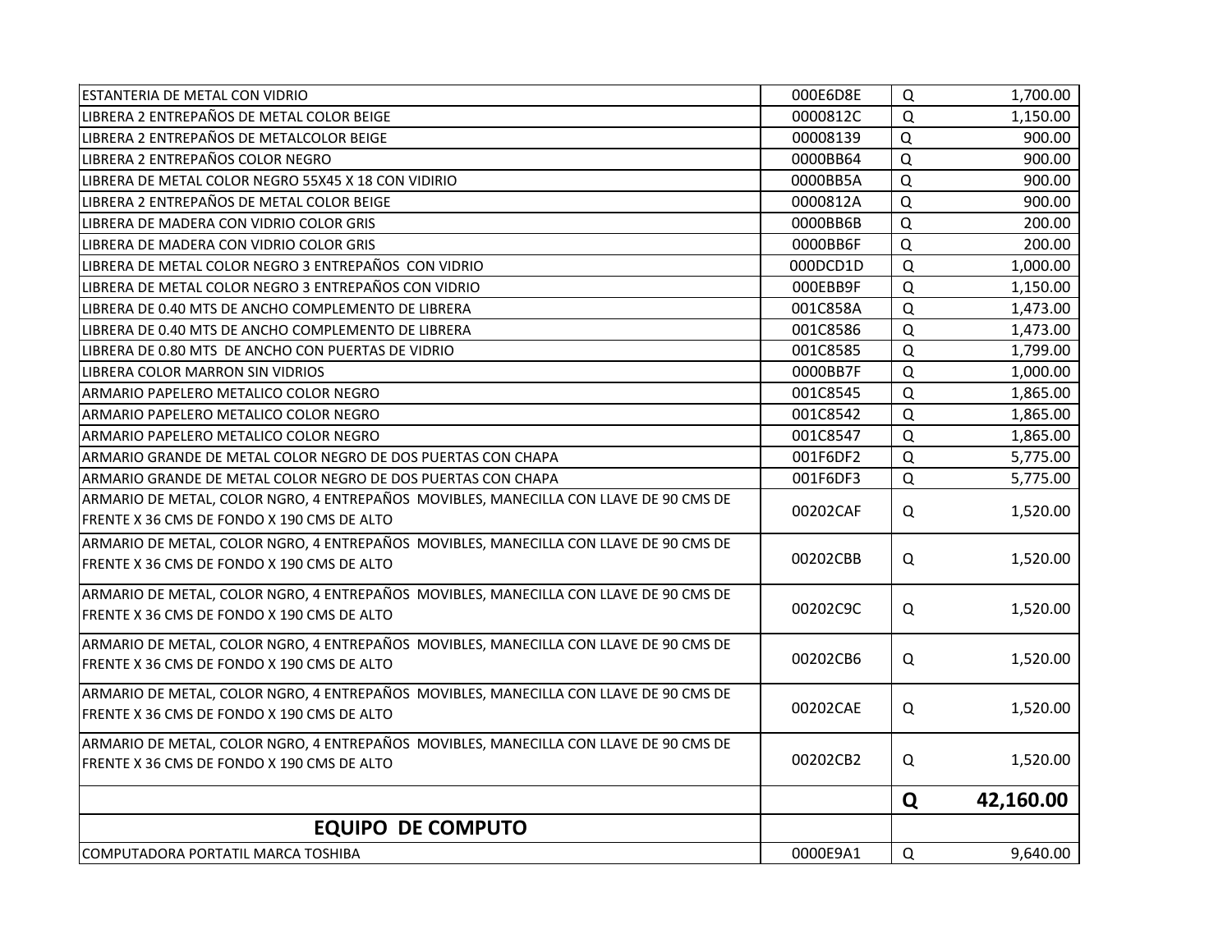| | | | |
|---|---|---|---|
| ESTANTERIA DE METAL CON VIDRIO | 000E6D8E | Q | 1,700.00 |
| LIBRERA 2 ENTREPAÑOS DE METAL COLOR BEIGE | 0000812C | Q | 1,150.00 |
| LIBRERA 2 ENTREPAÑOS DE METALCOLOR BEIGE | 00008139 | Q | 900.00 |
| LIBRERA 2 ENTREPAÑOS COLOR NEGRO | 0000BB64 | Q | 900.00 |
| LIBRERA DE METAL COLOR NEGRO 55X45 X 18 CON VIDIRIO | 0000BB5A | Q | 900.00 |
| LIBRERA 2 ENTREPAÑOS DE METAL COLOR BEIGE | 0000812A | Q | 900.00 |
| LIBRERA DE MADERA CON VIDRIO COLOR GRIS | 0000BB6B | Q | 200.00 |
| LIBRERA DE MADERA CON VIDRIO COLOR GRIS | 0000BB6F | Q | 200.00 |
| LIBRERA DE METAL COLOR NEGRO 3 ENTREPAÑOS CON VIDRIO | 000DCD1D | Q | 1,000.00 |
| LIBRERA DE METAL COLOR NEGRO 3 ENTREPAÑOS CON VIDRIO | 000EBB9F | Q | 1,150.00 |
| LIBRERA DE 0.40 MTS DE ANCHO COMPLEMENTO DE LIBRERA | 001C858A | Q | 1,473.00 |
| LIBRERA DE 0.40 MTS DE ANCHO COMPLEMENTO DE LIBRERA | 001C8586 | Q | 1,473.00 |
| LIBRERA DE 0.80 MTS DE ANCHO CON PUERTAS DE VIDRIO | 001C8585 | Q | 1,799.00 |
| LIBRERA COLOR MARRON SIN VIDRIOS | 0000BB7F | Q | 1,000.00 |
| ARMARIO PAPELERO METALICO COLOR NEGRO | 001C8545 | Q | 1,865.00 |
| ARMARIO PAPELERO METALICO COLOR NEGRO | 001C8542 | Q | 1,865.00 |
| ARMARIO PAPELERO METALICO COLOR NEGRO | 001C8547 | Q | 1,865.00 |
| ARMARIO GRANDE DE METAL COLOR NEGRO DE DOS PUERTAS CON CHAPA | 001F6DF2 | Q | 5,775.00 |
| ARMARIO GRANDE DE METAL COLOR NEGRO DE DOS PUERTAS CON CHAPA | 001F6DF3 | Q | 5,775.00 |
| ARMARIO DE METAL, COLOR NGRO, 4 ENTREPAÑOS MOVIBLES, MANECILLA CON LLAVE DE 90 CMS DE FRENTE X 36 CMS DE FONDO X 190 CMS DE ALTO | 00202CAF | Q | 1,520.00 |
| ARMARIO DE METAL, COLOR NGRO, 4 ENTREPAÑOS MOVIBLES, MANECILLA CON LLAVE DE 90 CMS DE FRENTE X 36 CMS DE FONDO X 190 CMS DE ALTO | 00202CBB | Q | 1,520.00 |
| ARMARIO DE METAL, COLOR NGRO, 4 ENTREPAÑOS MOVIBLES, MANECILLA CON LLAVE DE 90 CMS DE FRENTE X 36 CMS DE FONDO X 190 CMS DE ALTO | 00202C9C | Q | 1,520.00 |
| ARMARIO DE METAL, COLOR NGRO, 4 ENTREPAÑOS MOVIBLES, MANECILLA CON LLAVE DE 90 CMS DE FRENTE X 36 CMS DE FONDO X 190 CMS DE ALTO | 00202CB6 | Q | 1,520.00 |
| ARMARIO DE METAL, COLOR NGRO, 4 ENTREPAÑOS MOVIBLES, MANECILLA CON LLAVE DE 90 CMS DE FRENTE X 36 CMS DE FONDO X 190 CMS DE ALTO | 00202CAE | Q | 1,520.00 |
| ARMARIO DE METAL, COLOR NGRO, 4 ENTREPAÑOS MOVIBLES, MANECILLA CON LLAVE DE 90 CMS DE FRENTE X 36 CMS DE FONDO X 190 CMS DE ALTO | 00202CB2 | Q | 1,520.00 |
| | | **Q** | **42,160.00** |
| **EQUIPO DE COMPUTO** | | | |
| COMPUTADORA PORTATIL MARCA TOSHIBA | 0000E9A1 | Q | 9,640.00 |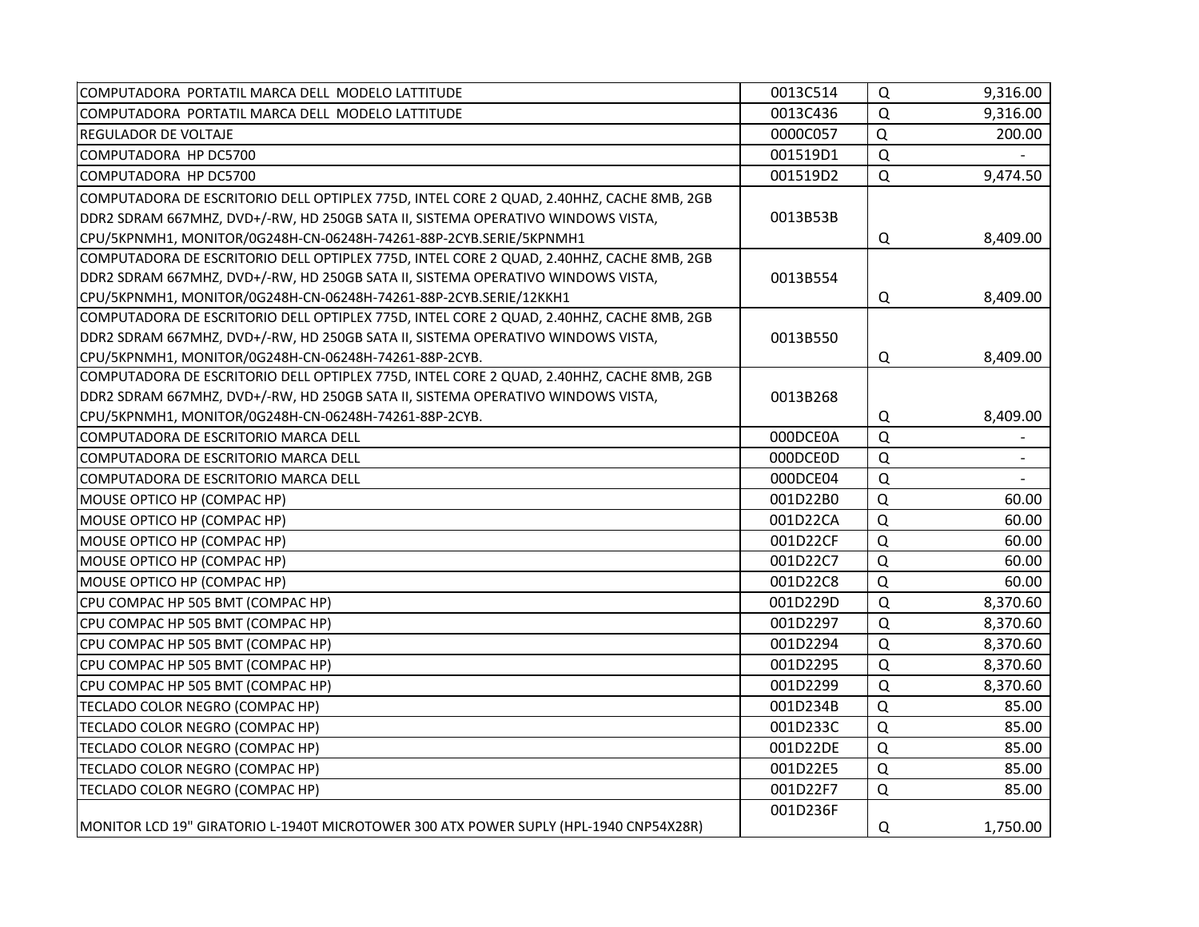| | | | |
|---|---|---|---|
| COMPUTADORA PORTATIL MARCA DELL MODELO LATTITUDE | 0013C514 | Q | 9,316.00 |
| COMPUTADORA PORTATIL MARCA DELL MODELO LATTITUDE | 0013C436 | Q | 9,316.00 |
| REGULADOR DE VOLTAJE | 0000C057 | Q | 200.00 |
| COMPUTADORA HP DC5700 | 001519D1 | Q | - |
| COMPUTADORA HP DC5700 | 001519D2 | Q | 9,474.50 |
| COMPUTADORA DE ESCRITORIO DELL OPTIPLEX 775D, INTEL CORE 2 QUAD, 2.40HHZ, CACHE 8MB, 2GB DDR2 SDRAM 667MHZ, DVD+/-RW, HD 250GB SATA II, SISTEMA OPERATIVO WINDOWS VISTA, CPU/5KPNMH1, MONITOR/0G248H-CN-06248H-74261-88P-2CYB.SERIE/5KPNMH1 | 0013B53B | Q | 8,409.00 |
| COMPUTADORA DE ESCRITORIO DELL OPTIPLEX 775D, INTEL CORE 2 QUAD, 2.40HHZ, CACHE 8MB, 2GB DDR2 SDRAM 667MHZ, DVD+/-RW, HD 250GB SATA II, SISTEMA OPERATIVO WINDOWS VISTA, CPU/5KPNMH1, MONITOR/0G248H-CN-06248H-74261-88P-2CYB.SERIE/12KKH1 | 0013B554 | Q | 8,409.00 |
| COMPUTADORA DE ESCRITORIO DELL OPTIPLEX 775D, INTEL CORE 2 QUAD, 2.40HHZ, CACHE 8MB, 2GB DDR2 SDRAM 667MHZ, DVD+/-RW, HD 250GB SATA II, SISTEMA OPERATIVO WINDOWS VISTA, CPU/5KPNMH1, MONITOR/0G248H-CN-06248H-74261-88P-2CYB. | 0013B550 | Q | 8,409.00 |
| COMPUTADORA DE ESCRITORIO DELL OPTIPLEX 775D, INTEL CORE 2 QUAD, 2.40HHZ, CACHE 8MB, 2GB DDR2 SDRAM 667MHZ, DVD+/-RW, HD 250GB SATA II, SISTEMA OPERATIVO WINDOWS VISTA, CPU/5KPNMH1, MONITOR/0G248H-CN-06248H-74261-88P-2CYB. | 0013B268 | Q | 8,409.00 |
| COMPUTADORA DE ESCRITORIO MARCA DELL | 000DCE0A | Q | - |
| COMPUTADORA DE ESCRITORIO MARCA DELL | 000DCE0D | Q | - |
| COMPUTADORA DE ESCRITORIO MARCA DELL | 000DCE04 | Q | - |
| MOUSE OPTICO HP (COMPAC HP) | 001D22B0 | Q | 60.00 |
| MOUSE OPTICO HP (COMPAC HP) | 001D22CA | Q | 60.00 |
| MOUSE OPTICO HP (COMPAC HP) | 001D22CF | Q | 60.00 |
| MOUSE OPTICO HP (COMPAC HP) | 001D22C7 | Q | 60.00 |
| MOUSE OPTICO HP (COMPAC HP) | 001D22C8 | Q | 60.00 |
| CPU COMPAC HP 505 BMT (COMPAC HP) | 001D229D | Q | 8,370.60 |
| CPU COMPAC HP 505 BMT (COMPAC HP) | 001D2297 | Q | 8,370.60 |
| CPU COMPAC HP 505 BMT (COMPAC HP) | 001D2294 | Q | 8,370.60 |
| CPU COMPAC HP 505 BMT (COMPAC HP) | 001D2295 | Q | 8,370.60 |
| CPU COMPAC HP 505 BMT (COMPAC HP) | 001D2299 | Q | 8,370.60 |
| TECLADO COLOR NEGRO (COMPAC HP) | 001D234B | Q | 85.00 |
| TECLADO COLOR NEGRO (COMPAC HP) | 001D233C | Q | 85.00 |
| TECLADO COLOR NEGRO (COMPAC HP) | 001D22DE | Q | 85.00 |
| TECLADO COLOR NEGRO (COMPAC HP) | 001D22E5 | Q | 85.00 |
| TECLADO COLOR NEGRO (COMPAC HP) | 001D22F7 | Q | 85.00 |
| MONITOR LCD 19" GIRATORIO L-1940T MICROTOWER 300 ATX POWER SUPLY (HPL-1940 CNP54X28R) | 001D236F | Q | 1,750.00 |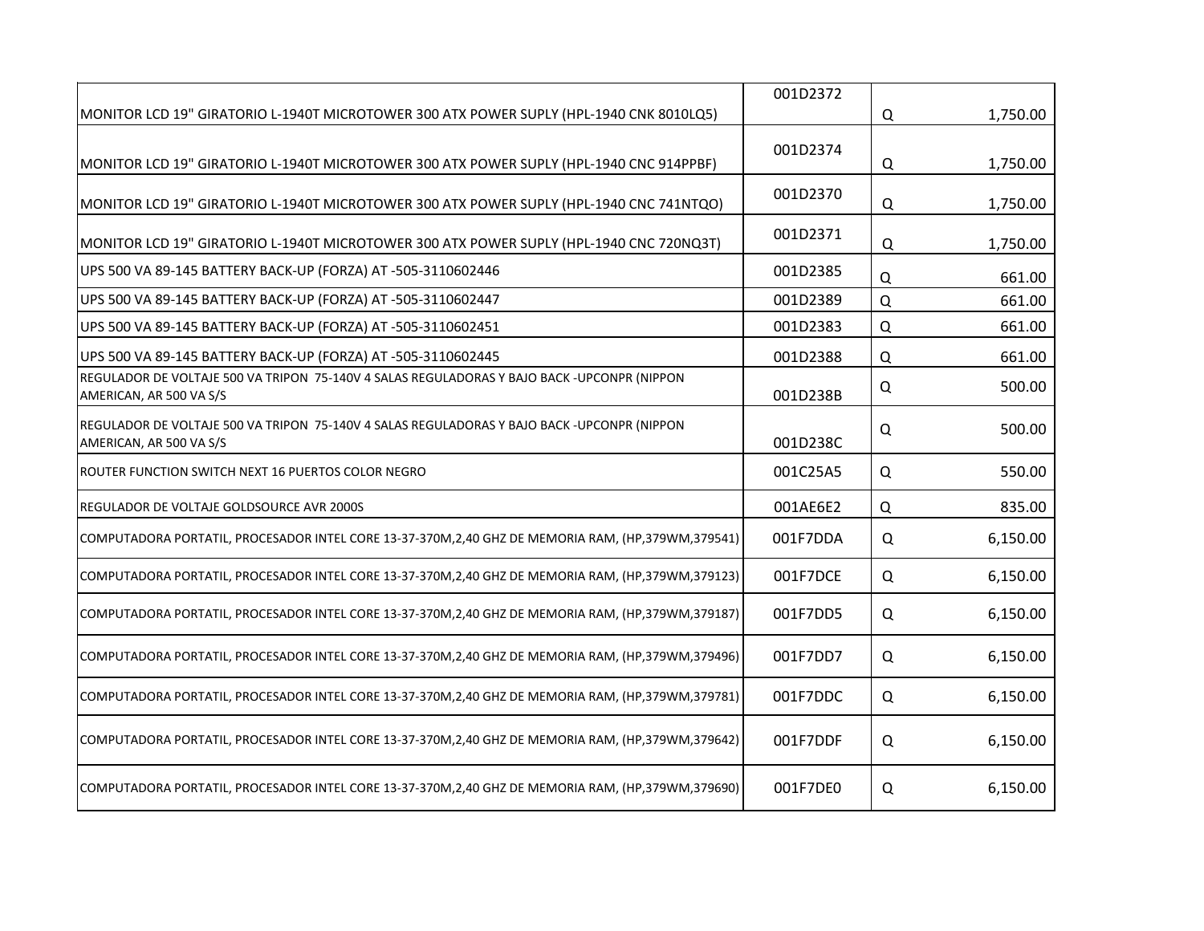| | | | |
|---|---|---|---|
| MONITOR LCD 19" GIRATORIO L-1940T MICROTOWER 300 ATX POWER SUPLY (HPL-1940 CNK 8010LQ5) | 001D2372 | Q | 1,750.00 |
| MONITOR LCD 19" GIRATORIO L-1940T MICROTOWER 300 ATX POWER SUPLY (HPL-1940 CNC 914PPBF) | 001D2374 | Q | 1,750.00 |
| MONITOR LCD 19" GIRATORIO L-1940T MICROTOWER 300 ATX POWER SUPLY (HPL-1940 CNC 741NTQO) | 001D2370 | Q | 1,750.00 |
| MONITOR LCD 19" GIRATORIO L-1940T MICROTOWER 300 ATX POWER SUPLY (HPL-1940 CNC 720NQ3T) | 001D2371 | Q | 1,750.00 |
| UPS 500 VA 89-145 BATTERY BACK-UP (FORZA) AT -505-3110602446 | 001D2385 | Q | 661.00 |
| UPS 500 VA 89-145 BATTERY BACK-UP (FORZA) AT -505-3110602447 | 001D2389 | Q | 661.00 |
| UPS 500 VA 89-145 BATTERY BACK-UP (FORZA) AT -505-3110602451 | 001D2383 | Q | 661.00 |
| UPS 500 VA 89-145 BATTERY BACK-UP (FORZA) AT -505-3110602445 | 001D2388 | Q | 661.00 |
| REGULADOR DE VOLTAJE 500 VA TRIPON 75-140V 4 SALAS REGULADORAS Y BAJO BACK -UPCONPR (NIPPON AMERICAN, AR 500 VA S/S | 001D238B | Q | 500.00 |
| REGULADOR DE VOLTAJE 500 VA TRIPON 75-140V 4 SALAS REGULADORAS Y BAJO BACK -UPCONPR (NIPPON AMERICAN, AR 500 VA S/S | 001D238C | Q | 500.00 |
| ROUTER FUNCTION SWITCH NEXT 16 PUERTOS COLOR NEGRO | 001C25A5 | Q | 550.00 |
| REGULADOR DE VOLTAJE GOLDSOURCE AVR 2000S | 001AE6E2 | Q | 835.00 |
| COMPUTADORA PORTATIL, PROCESADOR INTEL CORE 13-37-370M,2,40 GHZ DE MEMORIA RAM, (HP,379WM,379541) | 001F7DDA | Q | 6,150.00 |
| COMPUTADORA PORTATIL, PROCESADOR INTEL CORE 13-37-370M,2,40 GHZ DE MEMORIA RAM, (HP,379WM,379123) | 001F7DCE | Q | 6,150.00 |
| COMPUTADORA PORTATIL, PROCESADOR INTEL CORE 13-37-370M,2,40 GHZ DE MEMORIA RAM, (HP,379WM,379187) | 001F7DD5 | Q | 6,150.00 |
| COMPUTADORA PORTATIL, PROCESADOR INTEL CORE 13-37-370M,2,40 GHZ DE MEMORIA RAM, (HP,379WM,379496) | 001F7DD7 | Q | 6,150.00 |
| COMPUTADORA PORTATIL, PROCESADOR INTEL CORE 13-37-370M,2,40 GHZ DE MEMORIA RAM, (HP,379WM,379781) | 001F7DDC | Q | 6,150.00 |
| COMPUTADORA PORTATIL, PROCESADOR INTEL CORE 13-37-370M,2,40 GHZ DE MEMORIA RAM, (HP,379WM,379642) | 001F7DDF | Q | 6,150.00 |
| COMPUTADORA PORTATIL, PROCESADOR INTEL CORE 13-37-370M,2,40 GHZ DE MEMORIA RAM, (HP,379WM,379690) | 001F7DE0 | Q | 6,150.00 |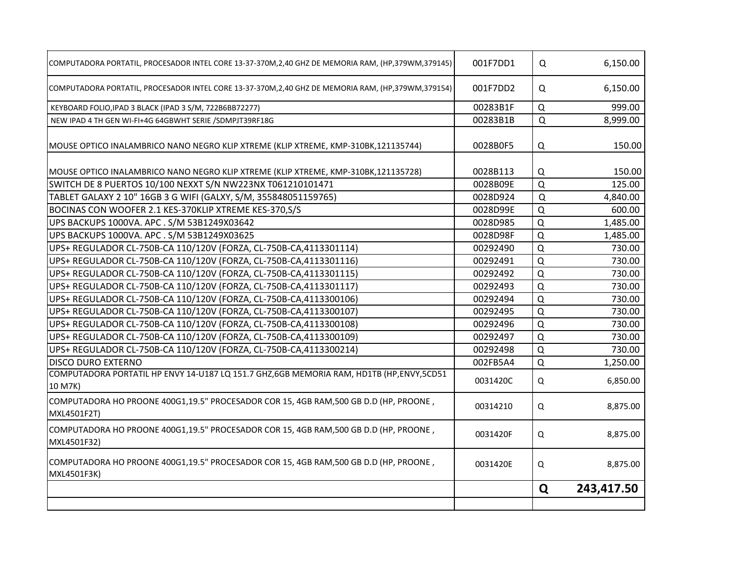| | | | |
|---|---|---|---|
| COMPUTADORA PORTATIL, PROCESADOR INTEL CORE 13-37-370M,2,40 GHZ DE MEMORIA RAM, (HP,379WM,379145) | 001F7DD1 | Q | 6,150.00 |
| COMPUTADORA PORTATIL, PROCESADOR INTEL CORE 13-37-370M,2,40 GHZ DE MEMORIA RAM, (HP,379WM,379154) | 001F7DD2 | Q | 6,150.00 |
| KEYBOARD FOLIO,IPAD 3 BLACK (IPAD 3 S/M, 722B6BB72277) | 00283B1F | Q | 999.00 |
| NEW IPAD 4 TH GEN WI-FI+4G 64GBWHT SERIE /SDMPJT39RF18G | 00283B1B | Q | 8,999.00 |
| MOUSE OPTICO INALAMBRICO NANO NEGRO KLIP XTREME (KLIP XTREME, KMP-310BK,121135744) | 0028B0F5 | Q | 150.00 |
| MOUSE OPTICO INALAMBRICO NANO NEGRO KLIP XTREME (KLIP XTREME, KMP-310BK,121135728) | 0028B113 | Q | 150.00 |
| SWITCH DE 8 PUERTOS 10/100 NEXXT S/N NW223NX T061210101471 | 0028B09E | Q | 125.00 |
| TABLET GALAXY 2 10" 16GB 3 G WIFI (GALXY, S/M, 355848051159765) | 0028D924 | Q | 4,840.00 |
| BOCINAS CON WOOFER 2.1 KES-370KLIP XTREME KES-370,S/S | 0028D99E | Q | 600.00 |
| UPS BACKUPS 1000VA. APC . S/M 53B1249X03642 | 0028D985 | Q | 1,485.00 |
| UPS BACKUPS 1000VA. APC . S/M 53B1249X03625 | 0028D98F | Q | 1,485.00 |
| UPS+ REGULADOR CL-750B-CA 110/120V (FORZA, CL-750B-CA,4113301114) | 00292490 | Q | 730.00 |
| UPS+ REGULADOR CL-750B-CA 110/120V (FORZA, CL-750B-CA,4113301116) | 00292491 | Q | 730.00 |
| UPS+ REGULADOR CL-750B-CA 110/120V (FORZA, CL-750B-CA,4113301115) | 00292492 | Q | 730.00 |
| UPS+ REGULADOR CL-750B-CA 110/120V (FORZA, CL-750B-CA,4113301117) | 00292493 | Q | 730.00 |
| UPS+ REGULADOR CL-750B-CA 110/120V (FORZA, CL-750B-CA,4113300106) | 00292494 | Q | 730.00 |
| UPS+ REGULADOR CL-750B-CA 110/120V (FORZA, CL-750B-CA,4113300107) | 00292495 | Q | 730.00 |
| UPS+ REGULADOR CL-750B-CA 110/120V (FORZA, CL-750B-CA,4113300108) | 00292496 | Q | 730.00 |
| UPS+ REGULADOR CL-750B-CA 110/120V (FORZA, CL-750B-CA,4113300109) | 00292497 | Q | 730.00 |
| UPS+ REGULADOR CL-750B-CA 110/120V (FORZA, CL-750B-CA,4113300214) | 00292498 | Q | 730.00 |
| DISCO DURO EXTERNO | 002FB5A4 | Q | 1,250.00 |
| COMPUTADORA PORTATIL HP ENVY 14-U187 LQ 151.7 GHZ,6GB MEMORIA RAM, HD1TB (HP,ENVY,5CD51 10 M7K) | 0031420C | Q | 6,850.00 |
| COMPUTADORA HO PROONE 400G1,19.5" PROCESADOR COR 15, 4GB RAM,500 GB D.D (HP, PROONE , MXL4501F2T) | 00314210 | Q | 8,875.00 |
| COMPUTADORA HO PROONE 400G1,19.5" PROCESADOR COR 15, 4GB RAM,500 GB D.D (HP, PROONE , MXL4501F32) | 0031420F | Q | 8,875.00 |
| COMPUTADORA HO PROONE 400G1,19.5" PROCESADOR COR 15, 4GB RAM,500 GB D.D (HP, PROONE , MXL4501F3K) | 0031420E | Q | 8,875.00 |
| | | **Q** | **243,417.50** |
| | | | |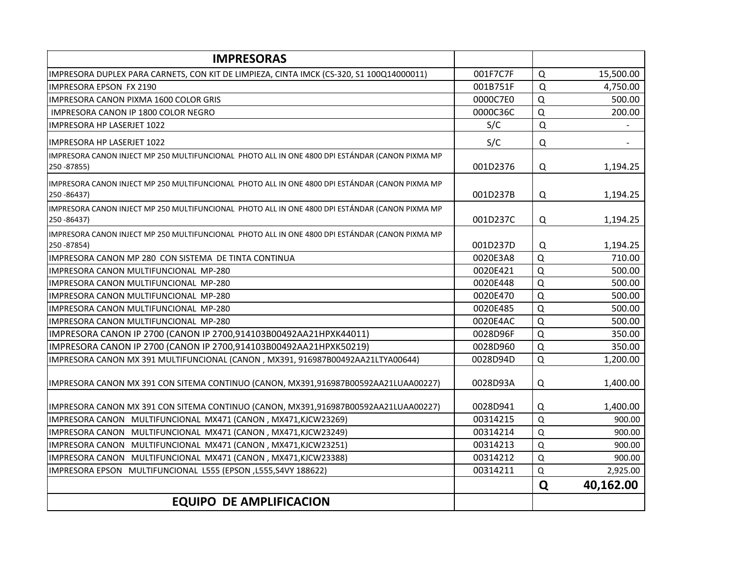| IMPRESORAS | | | |
|---|---|---|---|
| IMPRESORA DUPLEX PARA CARNETS, CON KIT DE LIMPIEZA, CINTA IMCK (CS-320, S1 100Q14000011) | 001F7C7F | Q | 15,500.00 |
| IMPRESORA EPSON FX 2190 | 001B751F | Q | 4,750.00 |
| IMPRESORA CANON PIXMA 1600 COLOR GRIS | 0000C7E0 | Q | 500.00 |
| IMPRESORA CANON IP 1800 COLOR NEGRO | 0000C36C | Q | 200.00 |
| IMPRESORA HP LASERJET 1022 | S/C | Q | - |
| IMPRESORA HP LASERJET 1022 | S/C | Q | - |
| IMPRESORA CANON INJECT MP 250 MULTIFUNCIONAL PHOTO ALL IN ONE 4800 DPI ESTÁNDAR (CANON PIXMA MP 250 -87855) | 001D2376 | Q | 1,194.25 |
| IMPRESORA CANON INJECT MP 250 MULTIFUNCIONAL PHOTO ALL IN ONE 4800 DPI ESTÁNDAR (CANON PIXMA MP 250 -86437) | 001D237B | Q | 1,194.25 |
| IMPRESORA CANON INJECT MP 250 MULTIFUNCIONAL PHOTO ALL IN ONE 4800 DPI ESTÁNDAR (CANON PIXMA MP 250 -86437) | 001D237C | Q | 1,194.25 |
| IMPRESORA CANON INJECT MP 250 MULTIFUNCIONAL PHOTO ALL IN ONE 4800 DPI ESTÁNDAR (CANON PIXMA MP 250 -87854) | 001D237D | Q | 1,194.25 |
| IMPRESORA CANON MP 280 CON SISTEMA DE TINTA CONTINUA | 0020E3A8 | Q | 710.00 |
| IMPRESORA CANON MULTIFUNCIONAL MP-280 | 0020E421 | Q | 500.00 |
| IMPRESORA CANON MULTIFUNCIONAL MP-280 | 0020E448 | Q | 500.00 |
| IMPRESORA CANON MULTIFUNCIONAL MP-280 | 0020E470 | Q | 500.00 |
| IMPRESORA CANON MULTIFUNCIONAL MP-280 | 0020E485 | Q | 500.00 |
| IMPRESORA CANON MULTIFUNCIONAL MP-280 | 0020E4AC | Q | 500.00 |
| IMPRESORA CANON IP 2700 (CANON IP 2700,914103B00492AA21HPXK44011) | 0028D96F | Q | 350.00 |
| IMPRESORA CANON IP 2700 (CANON IP 2700,914103B00492AA21HPXK50219) | 0028D960 | Q | 350.00 |
| IMPRESORA CANON MX 391 MULTIFUNCIONAL (CANON , MX391, 916987B00492AA21LTYA00644) | 0028D94D | Q | 1,200.00 |
| IMPRESORA CANON MX 391 CON SITEMA CONTINUO (CANON, MX391,916987B00592AA21LUAA00227) | 0028D93A | Q | 1,400.00 |
| IMPRESORA CANON MX 391 CON SITEMA CONTINUO (CANON, MX391,916987B00592AA21LUAA00227) | 0028D941 | Q | 1,400.00 |
| IMPRESORA CANON MULTIFUNCIONAL MX471 (CANON , MX471,KJCW23269) | 00314215 | Q | 900.00 |
| IMPRESORA CANON MULTIFUNCIONAL MX471 (CANON , MX471,KJCW23249) | 00314214 | Q | 900.00 |
| IMPRESORA CANON MULTIFUNCIONAL MX471 (CANON , MX471,KJCW23251) | 00314213 | Q | 900.00 |
| IMPRESORA CANON MULTIFUNCIONAL MX471 (CANON , MX471,KJCW23388) | 00314212 | Q | 900.00 |
| IMPRESORA EPSON MULTIFUNCIONAL L555 (EPSON ,L555,S4VY 188622) | 00314211 | Q | 2,925.00 |
| | | **Q** | **40,162.00** |
| **EQUIPO DE AMPLIFICACION** | | | |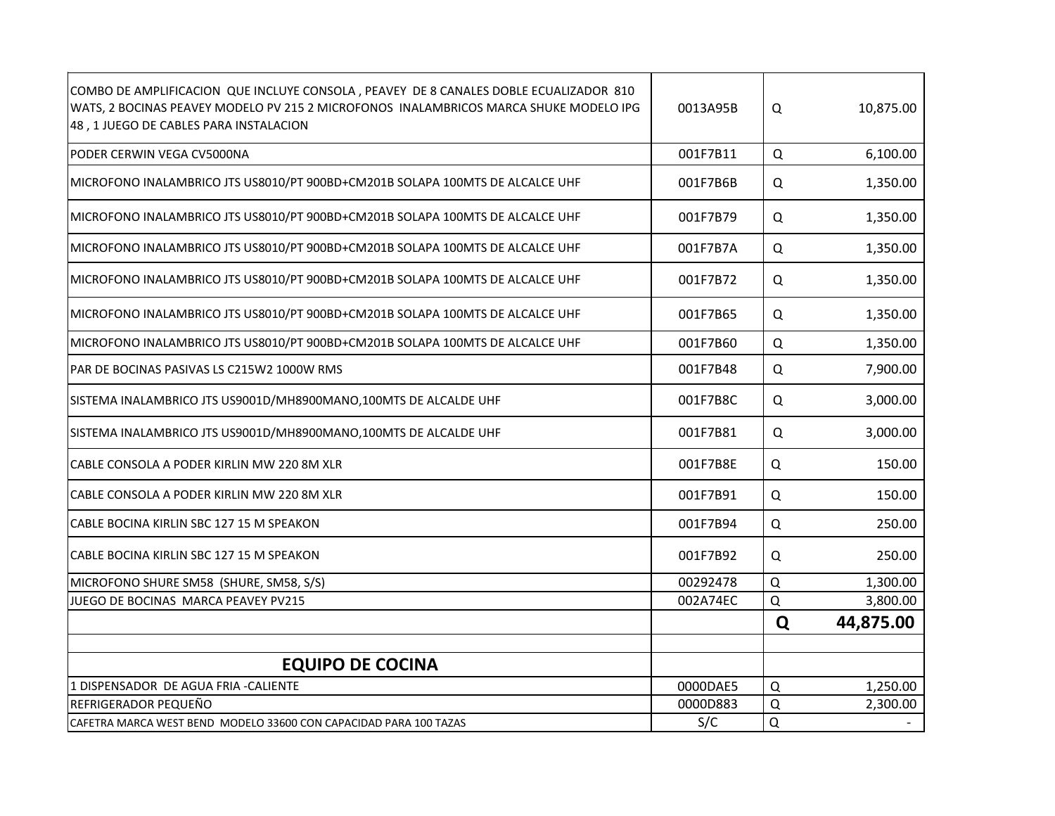| | | | |
|---|---|---|---|
| COMBO DE AMPLIFICACION QUE INCLUYE CONSOLA , PEAVEY DE 8 CANALES DOBLE ECUALIZADOR 810 WATS, 2 BOCINAS PEAVEY MODELO PV 215 2 MICROFONOS INALAMBRICOS MARCA SHUKE MODELO IPG 48 , 1 JUEGO DE CABLES PARA INSTALACION | 0013A95B | Q | 10,875.00 |
| PODER CERWIN VEGA CV5000NA | 001F7B11 | Q | 6,100.00 |
| MICROFONO INALAMBRICO JTS US8010/PT 900BD+CM201B SOLAPA 100MTS DE ALCALCE UHF | 001F7B6B | Q | 1,350.00 |
| MICROFONO INALAMBRICO JTS US8010/PT 900BD+CM201B SOLAPA 100MTS DE ALCALCE UHF | 001F7B79 | Q | 1,350.00 |
| MICROFONO INALAMBRICO JTS US8010/PT 900BD+CM201B SOLAPA 100MTS DE ALCALCE UHF | 001F7B7A | Q | 1,350.00 |
| MICROFONO INALAMBRICO JTS US8010/PT 900BD+CM201B SOLAPA 100MTS DE ALCALCE UHF | 001F7B72 | Q | 1,350.00 |
| MICROFONO INALAMBRICO JTS US8010/PT 900BD+CM201B SOLAPA 100MTS DE ALCALCE UHF | 001F7B65 | Q | 1,350.00 |
| MICROFONO INALAMBRICO JTS US8010/PT 900BD+CM201B SOLAPA 100MTS DE ALCALCE UHF | 001F7B60 | Q | 1,350.00 |
| PAR DE BOCINAS PASIVAS LS C215W2 1000W RMS | 001F7B48 | Q | 7,900.00 |
| SISTEMA INALAMBRICO JTS US9001D/MH8900MANO,100MTS DE ALCALDE UHF | 001F7B8C | Q | 3,000.00 |
| SISTEMA INALAMBRICO JTS US9001D/MH8900MANO,100MTS DE ALCALDE UHF | 001F7B81 | Q | 3,000.00 |
| CABLE CONSOLA A PODER KIRLIN MW 220 8M XLR | 001F7B8E | Q | 150.00 |
| CABLE CONSOLA A PODER KIRLIN MW 220 8M XLR | 001F7B91 | Q | 150.00 |
| CABLE BOCINA KIRLIN SBC 127 15 M SPEAKON | 001F7B94 | Q | 250.00 |
| CABLE BOCINA KIRLIN SBC 127 15 M SPEAKON | 001F7B92 | Q | 250.00 |
| MICROFONO SHURE SM58 (SHURE, SM58, S/S) | 00292478 | Q | 1,300.00 |
| JUEGO DE BOCINAS MARCA PEAVEY PV215 | 002A74EC | Q | 3,800.00 |
| | | **Q** | **44,875.00** |
| | | | |
| **EQUIPO DE COCINA** | | | |
| 1 DISPENSADOR DE AGUA FRIA -CALIENTE | 0000DAE5 | Q | 1,250.00 |
| REFRIGERADOR PEQUEÑO | 0000D883 | Q | 2,300.00 |
| CAFETRA MARCA WEST BEND MODELO 33600 CON CAPACIDAD PARA 100 TAZAS | S/C | Q | - |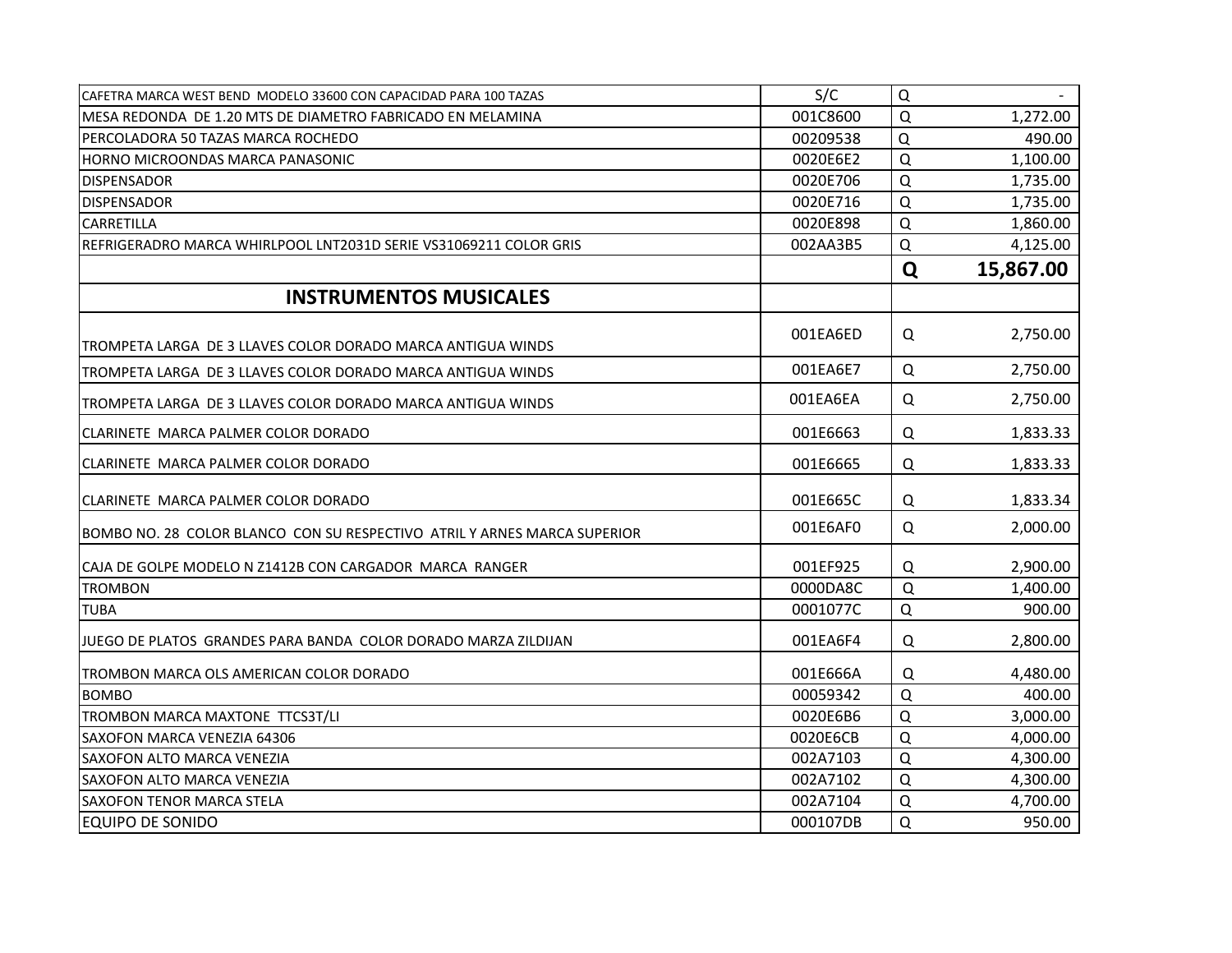| | | | |
|---|---|---|---|
| CAFETRA MARCA WEST BEND MODELO 33600 CON CAPACIDAD PARA 100 TAZAS | S/C | Q | - |
| MESA REDONDA DE 1.20 MTS DE DIAMETRO FABRICADO EN MELAMINA | 001C8600 | Q | 1,272.00 |
| PERCOLADORA 50 TAZAS MARCA ROCHEDO | 00209538 | Q | 490.00 |
| HORNO MICROONDAS MARCA PANASONIC | 0020E6E2 | Q | 1,100.00 |
| DISPENSADOR | 0020E706 | Q | 1,735.00 |
| DISPENSADOR | 0020E716 | Q | 1,735.00 |
| CARRETILLA | 0020E898 | Q | 1,860.00 |
| REFRIGERADRO MARCA WHIRLPOOL LNT2031D SERIE VS31069211 COLOR GRIS | 002AA3B5 | Q | 4,125.00 |
| | | **Q** | **15,867.00** |
| **INSTRUMENTOS MUSICALES** | | | |
| TROMPETA LARGA DE 3 LLAVES COLOR DORADO MARCA ANTIGUA WINDS | 001EA6ED | Q | 2,750.00 |
| TROMPETA LARGA DE 3 LLAVES COLOR DORADO MARCA ANTIGUA WINDS | 001EA6E7 | Q | 2,750.00 |
| TROMPETA LARGA DE 3 LLAVES COLOR DORADO MARCA ANTIGUA WINDS | 001EA6EA | Q | 2,750.00 |
| CLARINETE MARCA PALMER COLOR DORADO | 001E6663 | Q | 1,833.33 |
| CLARINETE MARCA PALMER COLOR DORADO | 001E6665 | Q | 1,833.33 |
| CLARINETE MARCA PALMER COLOR DORADO | 001E665C | Q | 1,833.34 |
| BOMBO NO. 28 COLOR BLANCO CON SU RESPECTIVO ATRIL Y ARNES MARCA SUPERIOR | 001E6AF0 | Q | 2,000.00 |
| CAJA DE GOLPE MODELO N Z1412B CON CARGADOR MARCA RANGER | 001EF925 | Q | 2,900.00 |
| TROMBON | 0000DA8C | Q | 1,400.00 |
| TUBA | 0001077C | Q | 900.00 |
| JUEGO DE PLATOS GRANDES PARA BANDA COLOR DORADO MARZA ZILDIJAN | 001EA6F4 | Q | 2,800.00 |
| TROMBON MARCA OLS AMERICAN COLOR DORADO | 001E666A | Q | 4,480.00 |
| BOMBO | 00059342 | Q | 400.00 |
| TROMBON MARCA MAXTONE TTCS3T/LI | 0020E6B6 | Q | 3,000.00 |
| SAXOFON MARCA VENEZIA 64306 | 0020E6CB | Q | 4,000.00 |
| SAXOFON ALTO MARCA VENEZIA | 002A7103 | Q | 4,300.00 |
| SAXOFON ALTO MARCA VENEZIA | 002A7102 | Q | 4,300.00 |
| SAXOFON TENOR MARCA STELA | 002A7104 | Q | 4,700.00 |
| EQUIPO DE SONIDO | 000107DB | Q | 950.00 |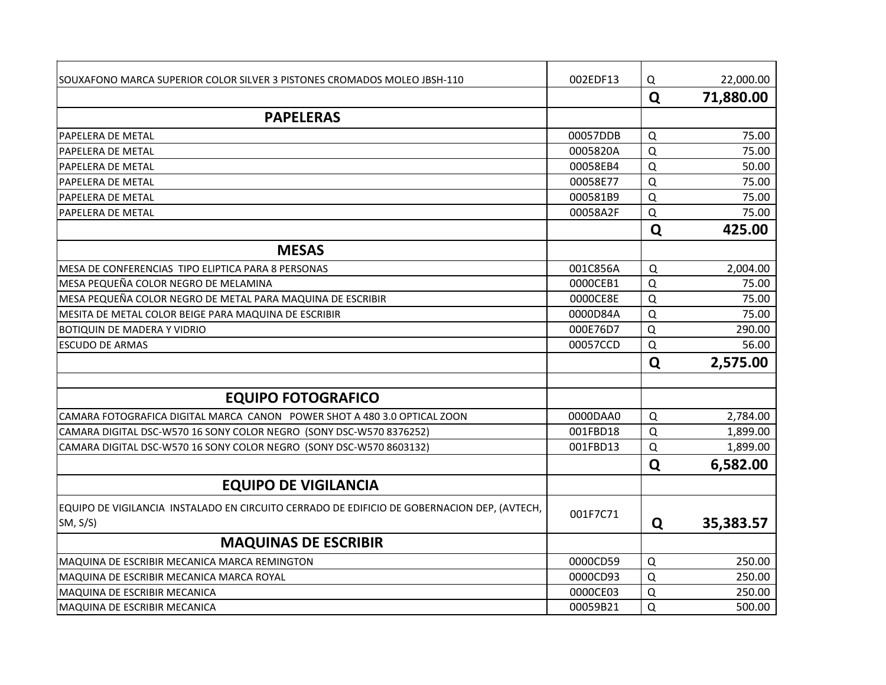| | | |
|---|---|---|
| SOUXAFONO MARCA SUPERIOR COLOR SILVER 3 PISTONES CROMADOS MOLEO JBSH-110 | 002EDF13 | Q 22,000.00 |
| | | **Q 71,880.00** |
| **PAPELERAS** | | |
| PAPELERA DE METAL | 00057DDB | Q 75.00 |
| PAPELERA DE METAL | 0005820A | Q 75.00 |
| PAPELERA DE METAL | 00058EB4 | Q 50.00 |
| PAPELERA DE METAL | 00058E77 | Q 75.00 |
| PAPELERA DE METAL | 000581B9 | Q 75.00 |
| PAPELERA DE METAL | 00058A2F | Q 75.00 |
| | | **Q 425.00** |
| **MESAS** | | |
| MESA DE CONFERENCIAS TIPO ELIPTICA PARA 8 PERSONAS | 001C856A | Q 2,004.00 |
| MESA PEQUEÑA COLOR NEGRO DE MELAMINA | 0000CEB1 | Q 75.00 |
| MESA PEQUEÑA COLOR NEGRO DE METAL PARA MAQUINA DE ESCRIBIR | 0000CE8E | Q 75.00 |
| MESITA DE METAL COLOR BEIGE PARA MAQUINA DE ESCRIBIR | 0000D84A | Q 75.00 |
| BOTIQUIN DE MADERA Y VIDRIO | 000E76D7 | Q 290.00 |
| ESCUDO DE ARMAS | 00057CCD | Q 56.00 |
| | | **Q 2,575.00** |
| | | |
| **EQUIPO FOTOGRAFICO** | | |
| CAMARA FOTOGRAFICA DIGITAL MARCA CANON POWER SHOT A 480 3.0 OPTICAL ZOON | 0000DAA0 | Q 2,784.00 |
| CAMARA DIGITAL DSC-W570 16 SONY COLOR NEGRO (SONY DSC-W570 8376252) | 001FBD18 | Q 1,899.00 |
| CAMARA DIGITAL DSC-W570 16 SONY COLOR NEGRO (SONY DSC-W570 8603132) | 001FBD13 | Q 1,899.00 |
| | | **Q 6,582.00** |
| **EQUIPO DE VIGILANCIA** | | |
| EQUIPO DE VIGILANCIA INSTALADO EN CIRCUITO CERRADO DE EDIFICIO DE GOBERNACION DEP, (AVTECH, SM, S/S) | 001F7C71 | **Q 35,383.57** |
| **MAQUINAS DE ESCRIBIR** | | |
| MAQUINA DE ESCRIBIR MECANICA MARCA REMINGTON | 0000CD59 | Q 250.00 |
| MAQUINA DE ESCRIBIR MECANICA MARCA ROYAL | 0000CD93 | Q 250.00 |
| MAQUINA DE ESCRIBIR MECANICA | 0000CE03 | Q 250.00 |
| MAQUINA DE ESCRIBIR MECANICA | 00059B21 | Q 500.00 |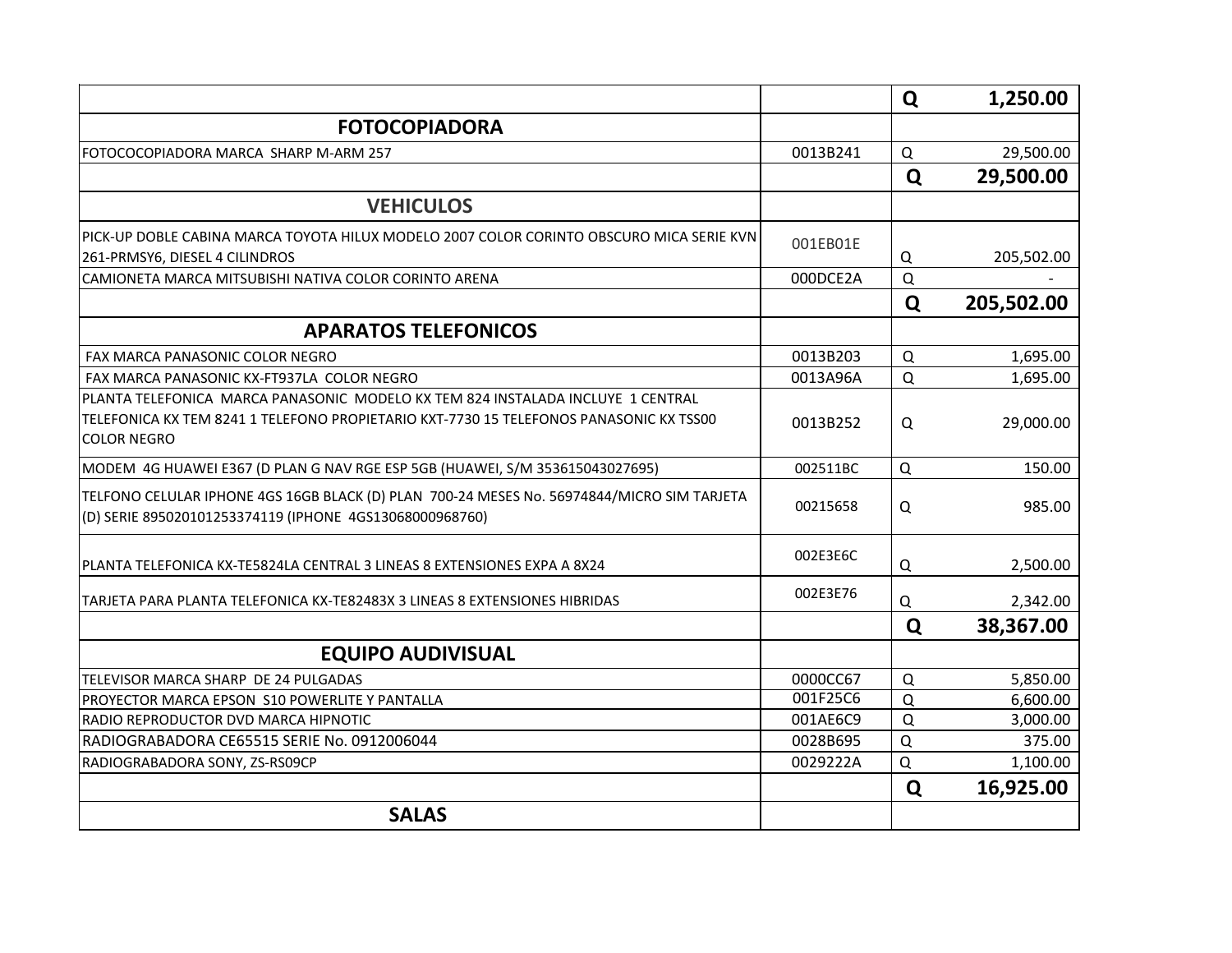| | | | |
|---|---|---|---|
| | | **Q** | **1,250.00** |
| **FOTOCOPIADORA** | | | |
| FOTOCOCOPIADORA MARCA SHARP M-ARM 257 | 0013B241 | Q | 29,500.00 |
| | | **Q** | **29,500.00** |
| **VEHICULOS** | | | |
| PICK-UP DOBLE CABINA MARCA TOYOTA HILUX MODELO 2007 COLOR CORINTO OBSCURO MICA SERIE KVN 261-PRMSY6, DIESEL 4 CILINDROS | 001EB01E | Q | 205,502.00 |
| CAMIONETA MARCA MITSUBISHI NATIVA COLOR CORINTO ARENA | 000DCE2A | Q | - |
| | | **Q** | **205,502.00** |
| **APARATOS TELEFONICOS** | | | |
| FAX MARCA PANASONIC COLOR NEGRO | 0013B203 | Q | 1,695.00 |
| FAX MARCA PANASONIC KX-FT937LA COLOR NEGRO | 0013A96A | Q | 1,695.00 |
| PLANTA TELEFONICA MARCA PANASONIC MODELO KX TEM 824 INSTALADA INCLUYE 1 CENTRAL TELEFONICA KX TEM 8241 1 TELEFONO PROPIETARIO KXT-7730 15 TELEFONOS PANASONIC KX TSS00 COLOR NEGRO | 0013B252 | Q | 29,000.00 |
| MODEM 4G HUAWEI E367 (D PLAN G NAV RGE ESP 5GB (HUAWEI, S/M 353615043027695) | 002511BC | Q | 150.00 |
| TELFONO CELULAR IPHONE 4GS 16GB BLACK (D) PLAN 700-24 MESES No. 56974844/MICRO SIM TARJETA (D) SERIE 895020101253374119 (IPHONE 4GS13068000968760) | 00215658 | Q | 985.00 |
| PLANTA TELEFONICA KX-TE5824LA CENTRAL 3 LINEAS 8 EXTENSIONES EXPA A 8X24 | 002E3E6C | Q | 2,500.00 |
| TARJETA PARA PLANTA TELEFONICA KX-TE82483X 3 LINEAS 8 EXTENSIONES HIBRIDAS | 002E3E76 | Q | 2,342.00 |
| | | **Q** | **38,367.00** |
| **EQUIPO AUDIVISUAL** | | | |
| TELEVISOR MARCA SHARP DE 24 PULGADAS | 0000CC67 | Q | 5,850.00 |
| PROYECTOR MARCA EPSON S10 POWERLITE Y PANTALLA | 001F25C6 | Q | 6,600.00 |
| RADIO REPRODUCTOR DVD MARCA HIPNOTIC | 001AE6C9 | Q | 3,000.00 |
| RADIOGRABADORA CE65515 SERIE No. 0912006044 | 0028B695 | Q | 375.00 |
| RADIOGRABADORA SONY, ZS-RS09CP | 0029222A | Q | 1,100.00 |
| | | **Q** | **16,925.00** |
| **SALAS** | | | |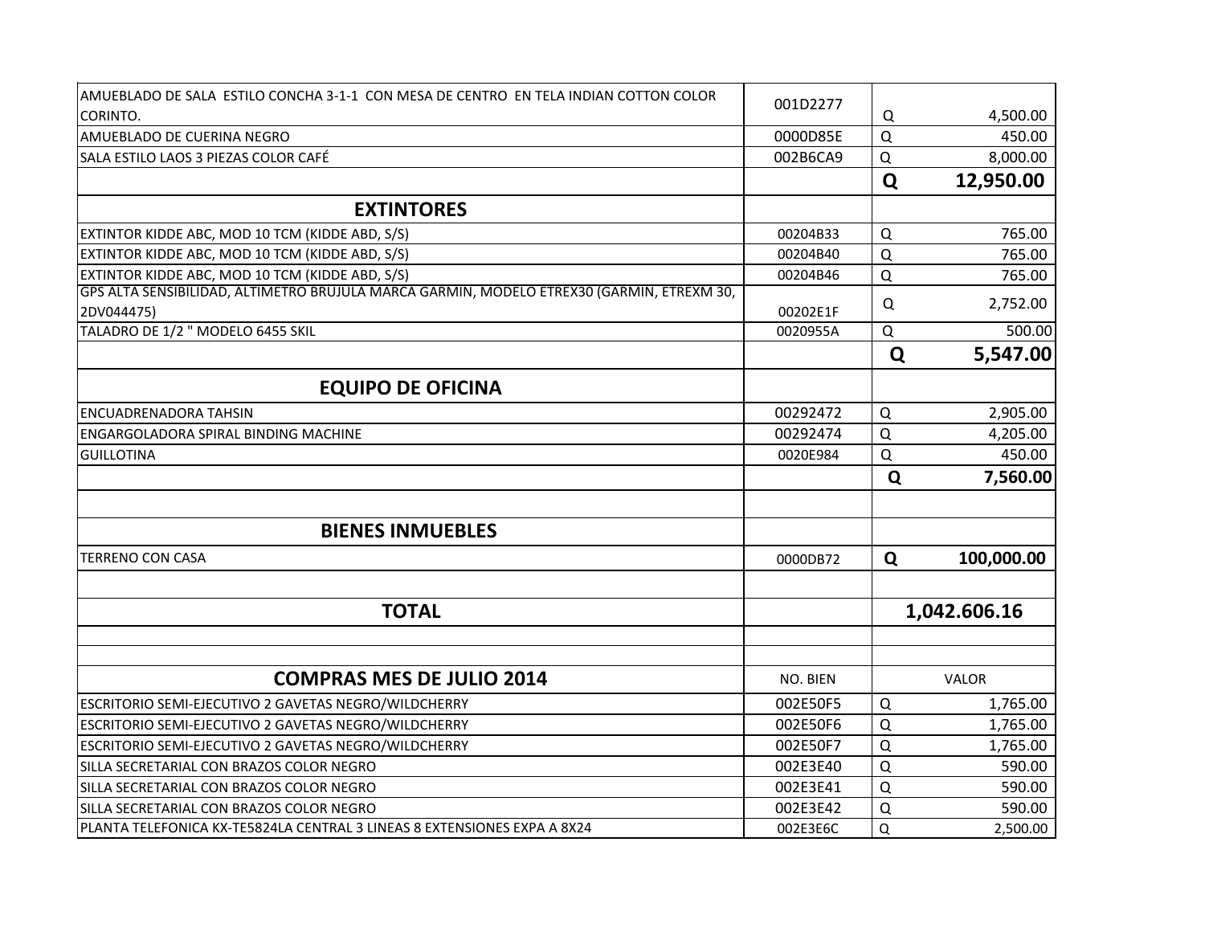| | | |
|---|---|---|
| AMUEBLADO DE SALA ESTILO CONCHA 3-1-1 CON MESA DE CENTRO EN TELA INDIAN COTTON COLOR CORINTO. | 001D2277 | Q 4,500.00 |
| AMUEBLADO DE CUERINA NEGRO | 0000D85E | Q 450.00 |
| SALA ESTILO LAOS 3 PIEZAS COLOR CAFÉ | 002B6CA9 | Q 8,000.00 |
| | | **Q 12,950.00** |
| **EXTINTORES** | | |
| EXTINTOR KIDDE ABC, MOD 10 TCM (KIDDE ABD, S/S) | 00204B33 | Q 765.00 |
| EXTINTOR KIDDE ABC, MOD 10 TCM (KIDDE ABD, S/S) | 00204B40 | Q 765.00 |
| EXTINTOR KIDDE ABC, MOD 10 TCM (KIDDE ABD, S/S) | 00204B46 | Q 765.00 |
| GPS ALTA SENSIBILIDAD, ALTIMETRO BRUJULA MARCA GARMIN, MODELO ETREX30 (GARMIN, ETREXM 30, 2DV044475) | 00202E1F | Q 2,752.00 |
| TALADRO DE 1/2 " MODELO 6455 SKIL | 0020955A | Q 500.00 |
| | | **Q 5,547.00** |
| **EQUIPO DE OFICINA** | | |
| ENCUADRENADORA TAHSIN | 00292472 | Q 2,905.00 |
| ENGARGOLADORA SPIRAL BINDING MACHINE | 00292474 | Q 4,205.00 |
| GUILLOTINA | 0020E984 | Q 450.00 |
| | | **Q 7,560.00** |
| | | |
| **BIENES INMUEBLES** | | |
| TERRENO CON CASA | 0000DB72 | **Q 100,000.00** |
| | | |
| **TOTAL** | | **1,042.606.16** |
| | | |
| | | |
| **COMPRAS MES DE JULIO 2014** | NO. BIEN | VALOR |
| ESCRITORIO SEMI-EJECUTIVO 2 GAVETAS NEGRO/WILDCHERRY | 002E50F5 | Q 1,765.00 |
| ESCRITORIO SEMI-EJECUTIVO 2 GAVETAS NEGRO/WILDCHERRY | 002E50F6 | Q 1,765.00 |
| ESCRITORIO SEMI-EJECUTIVO 2 GAVETAS NEGRO/WILDCHERRY | 002E50F7 | Q 1,765.00 |
| SILLA SECRETARIAL CON BRAZOS COLOR NEGRO | 002E3E40 | Q 590.00 |
| SILLA SECRETARIAL CON BRAZOS COLOR NEGRO | 002E3E41 | Q 590.00 |
| SILLA SECRETARIAL CON BRAZOS COLOR NEGRO | 002E3E42 | Q 590.00 |
| PLANTA TELEFONICA KX-TE5824LA CENTRAL 3 LINEAS 8 EXTENSIONES EXPA A 8X24 | 002E3E6C | Q 2,500.00 |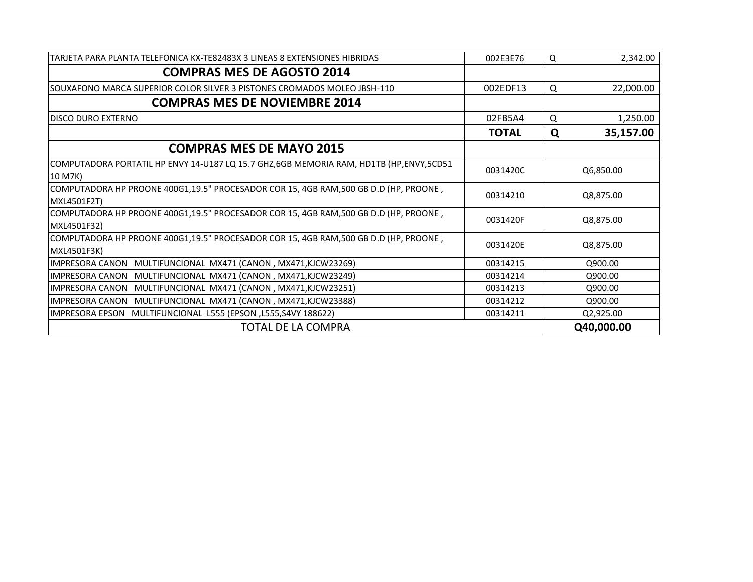| | | |
|---|---|---|
| TARJETA PARA PLANTA TELEFONICA KX-TE82483X 3 LINEAS 8 EXTENSIONES HIBRIDAS | 002E3E76 | Q 2,342.00 |
| **COMPRAS MES DE AGOSTO 2014** | | |
| SOUXAFONO MARCA SUPERIOR COLOR SILVER 3 PISTONES CROMADOS MOLEO JBSH-110 | 002EDF13 | Q 22,000.00 |
| **COMPRAS MES DE NOVIEMBRE 2014** | | |
| DISCO DURO EXTERNO | 02FB5A4 | Q 1,250.00 |
| | **TOTAL** | **Q 35,157.00** |
| **COMPRAS MES DE MAYO 2015** | | |
| COMPUTADORA PORTATIL HP ENVY 14-U187 LQ 15.7 GHZ,6GB MEMORIA RAM, HD1TB (HP,ENVY,5CD51 10 M7K) | 0031420C | Q6,850.00 |
| COMPUTADORA HP PROONE 400G1,19.5" PROCESADOR COR 15, 4GB RAM,500 GB D.D (HP, PROONE , MXL4501F2T) | 00314210 | Q8,875.00 |
| COMPUTADORA HP PROONE 400G1,19.5" PROCESADOR COR 15, 4GB RAM,500 GB D.D (HP, PROONE , MXL4501F32) | 0031420F | Q8,875.00 |
| COMPUTADORA HP PROONE 400G1,19.5" PROCESADOR COR 15, 4GB RAM,500 GB D.D (HP, PROONE , MXL4501F3K) | 0031420E | Q8,875.00 |
| IMPRESORA CANON MULTIFUNCIONAL MX471 (CANON , MX471,KJCW23269) | 00314215 | Q900.00 |
| IMPRESORA CANON MULTIFUNCIONAL MX471 (CANON , MX471,KJCW23249) | 00314214 | Q900.00 |
| IMPRESORA CANON MULTIFUNCIONAL MX471 (CANON , MX471,KJCW23251) | 00314213 | Q900.00 |
| IMPRESORA CANON MULTIFUNCIONAL MX471 (CANON , MX471,KJCW23388) | 00314212 | Q900.00 |
| IMPRESORA EPSON MULTIFUNCIONAL L555 (EPSON ,L555,S4VY 188622) | 00314211 | Q2,925.00 |
| TOTAL DE LA COMPRA | | **Q40,000.00** |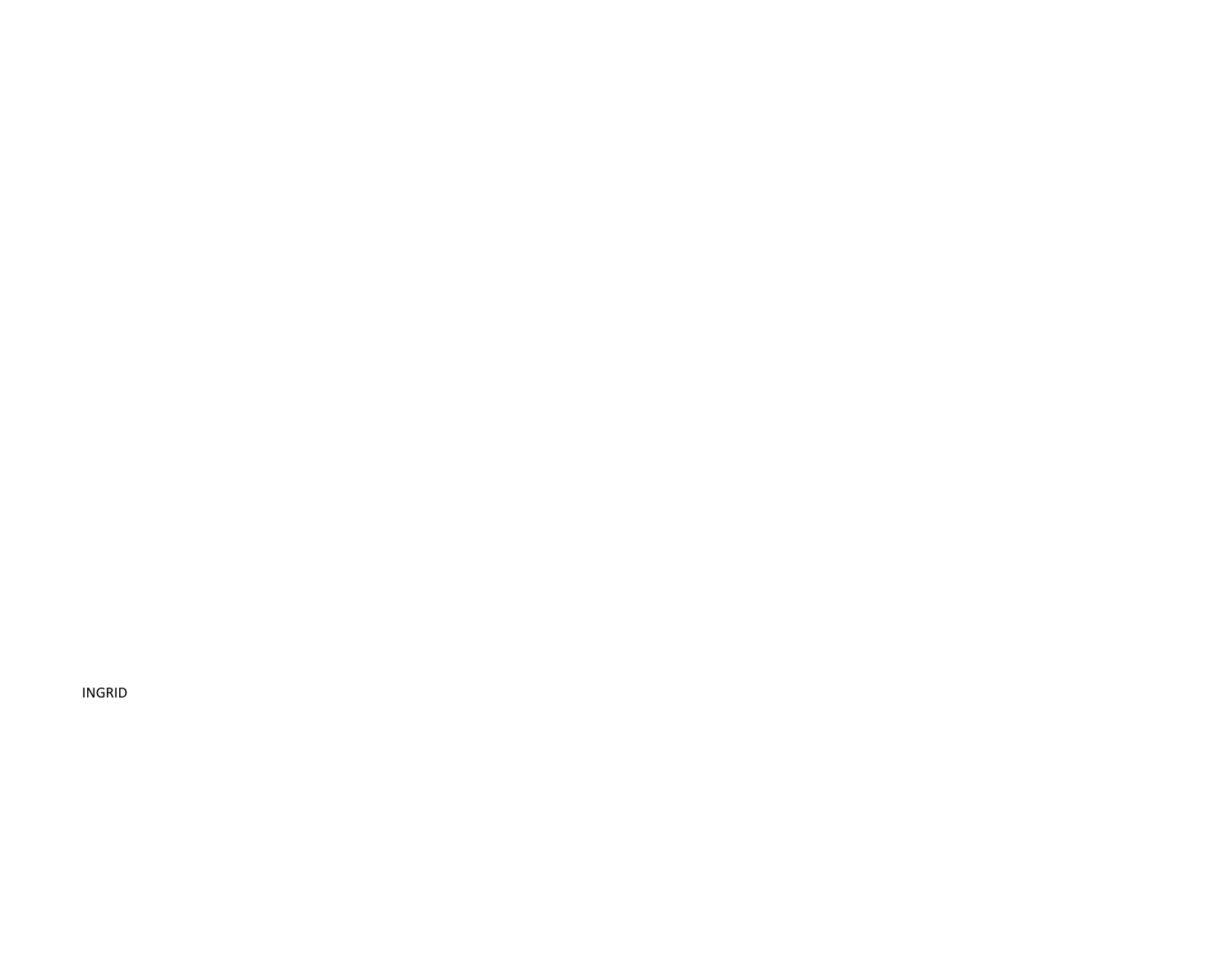INGRID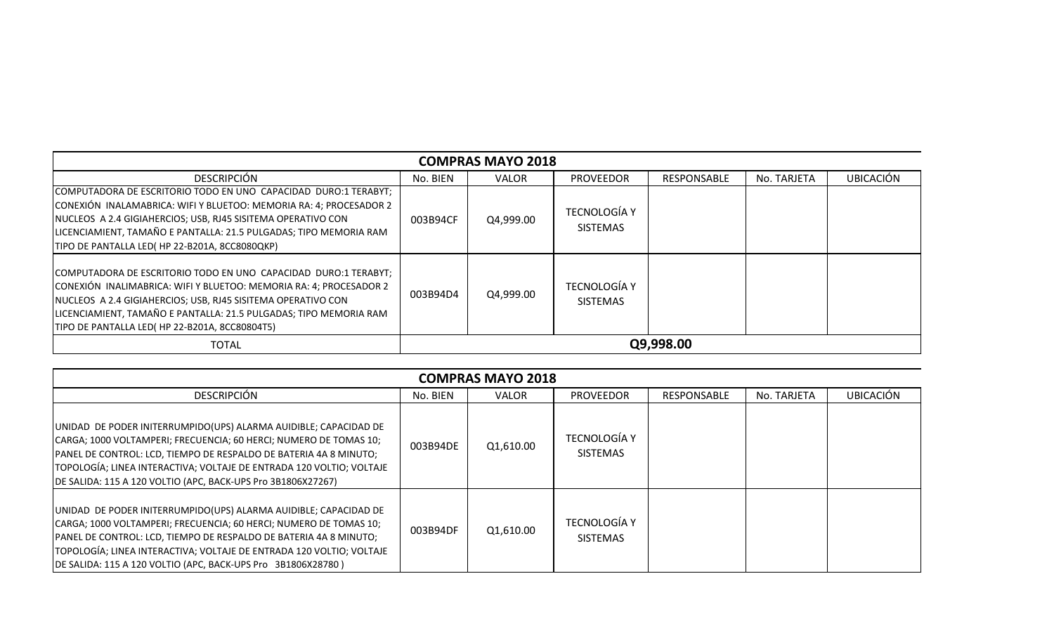| COMPRAS MAYO 2018 | | | | | | |
|---|---|---|---|---|---|---|
| DESCRIPCIÓN | No. BIEN | VALOR | PROVEEDOR | RESPONSABLE | No. TARJETA | UBICACIÓN |
| COMPUTADORA DE ESCRITORIO TODO EN UNO CAPACIDAD DURO:1 TERABYT; CONEXIÓN INALAMABRICA: WIFI Y BLUETOO: MEMORIA RA: 4; PROCESADOR 2 NUCLEOS A 2.4 GIGIAHERCIOS; USB, RJ45 SISITEMA OPERATIVO CON LICENCIAMIENT, TAMAÑO E PANTALLA: 21.5 PULGADAS; TIPO MEMORIA RAM TIPO DE PANTALLA LED( HP 22-B201A, 8CC8080QKP) | 003B94CF | Q4,999.00 | TECNOLOGÍA Y SISTEMAS | | | |
| COMPUTADORA DE ESCRITORIO TODO EN UNO CAPACIDAD DURO:1 TERABYT; CONEXIÓN INALIMABRICA: WIFI Y BLUETOO: MEMORIA RA: 4; PROCESADOR 2 NUCLEOS A 2.4 GIGIAHERCIOS; USB, RJ45 SISITEMA OPERATIVO CON LICENCIAMIENT, TAMAÑO E PANTALLA: 21.5 PULGADAS; TIPO MEMORIA RAM TIPO DE PANTALLA LED( HP 22-B201A, 8CC80804T5) | 003B94D4 | Q4,999.00 | TECNOLOGÍA Y SISTEMAS | | | |
| TOTAL | | | | Q9,998.00 | | |

| COMPRAS MAYO 2018 | | | | | | |
|---|---|---|---|---|---|---|
| DESCRIPCIÓN | No. BIEN | VALOR | PROVEEDOR | RESPONSABLE | No. TARJETA | UBICACIÓN |
| UNIDAD DE PODER INITERRUMPIDO(UPS) ALARMA AUIDIBLE; CAPACIDAD DE CARGA; 1000 VOLTAMPERI; FRECUENCIA; 60 HERCI; NUMERO DE TOMAS 10; PANEL DE CONTROL: LCD, TIEMPO DE RESPALDO DE BATERIA 4A 8 MINUTO; TOPOLOGÍA; LINEA INTERACTIVA; VOLTAJE DE ENTRADA 120 VOLTIO; VOLTAJE DE SALIDA: 115 A 120 VOLTIO (APC, BACK-UPS Pro 3B1806X27267) | 003B94DE | Q1,610.00 | TECNOLOGÍA Y SISTEMAS | | | |
| UNIDAD DE PODER INITERRUMPIDO(UPS) ALARMA AUIDIBLE; CAPACIDAD DE CARGA; 1000 VOLTAMPERI; FRECUENCIA; 60 HERCI; NUMERO DE TOMAS 10; PANEL DE CONTROL: LCD, TIEMPO DE RESPALDO DE BATERIA 4A 8 MINUTO; TOPOLOGÍA; LINEA INTERACTIVA; VOLTAJE DE ENTRADA 120 VOLTIO; VOLTAJE DE SALIDA: 115 A 120 VOLTIO (APC, BACK-UPS Pro 3B1806X28780 ) | 003B94DF | Q1,610.00 | TECNOLOGÍA Y SISTEMAS | | | |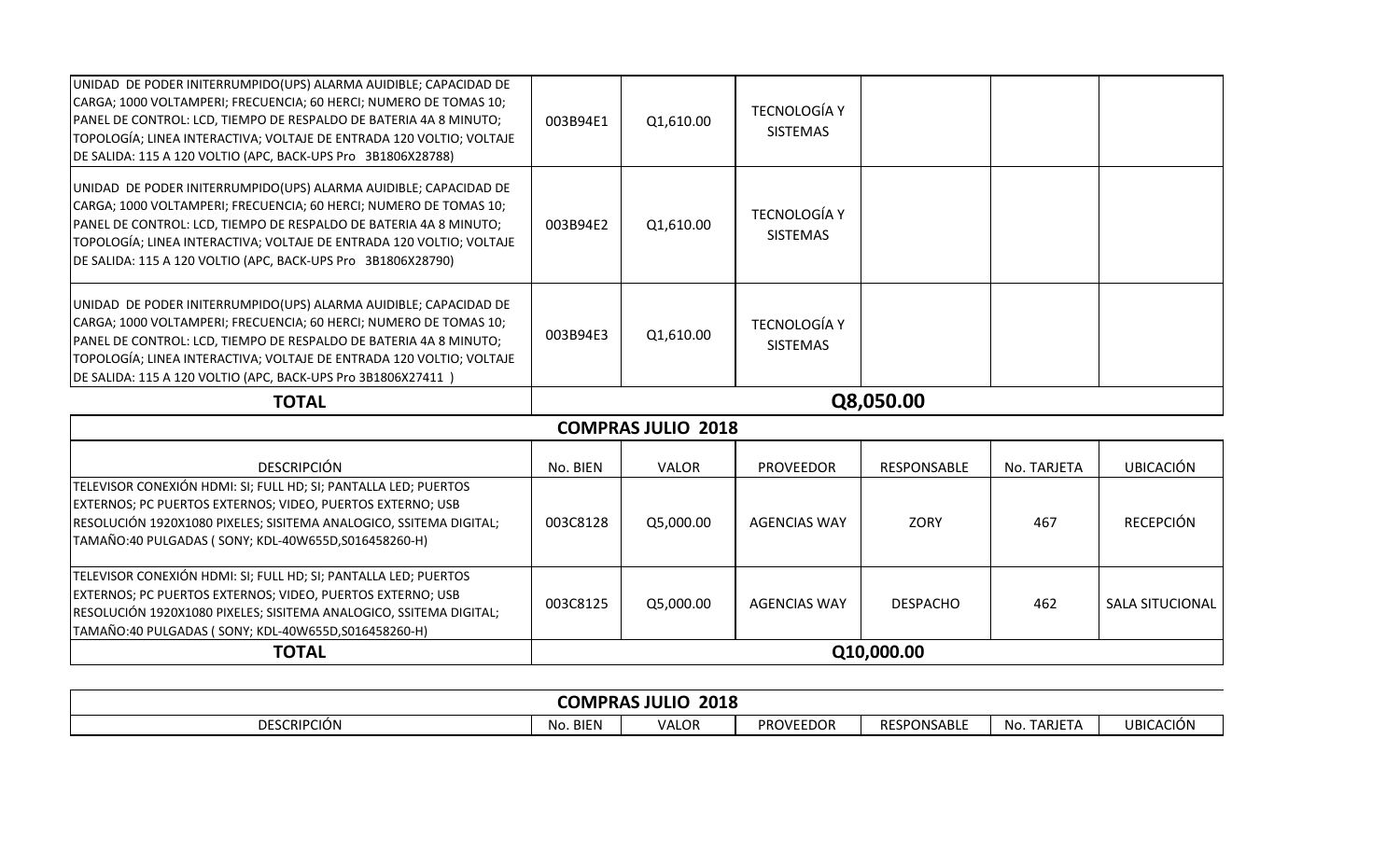| | | | | | | |
|---|---|---|---|---|---|---|
| UNIDAD DE PODER INITERRUMPIDO(UPS) ALARMA AUIDIBLE; CAPACIDAD DE CARGA; 1000 VOLTAMPERI; FRECUENCIA; 60 HERCI; NUMERO DE TOMAS 10; PANEL DE CONTROL: LCD, TIEMPO DE RESPALDO DE BATERIA 4A 8 MINUTO; TOPOLOGÍA; LINEA INTERACTIVA; VOLTAJE DE ENTRADA 120 VOLTIO; VOLTAJE DE SALIDA: 115 A 120 VOLTIO (APC, BACK-UPS Pro 3B1806X28788) | 003B94E1 | Q1,610.00 | TECNOLOGÍA Y SISTEMAS | | | |
| UNIDAD DE PODER INITERRUMPIDO(UPS) ALARMA AUIDIBLE; CAPACIDAD DE CARGA; 1000 VOLTAMPERI; FRECUENCIA; 60 HERCI; NUMERO DE TOMAS 10; PANEL DE CONTROL: LCD, TIEMPO DE RESPALDO DE BATERIA 4A 8 MINUTO; TOPOLOGÍA; LINEA INTERACTIVA; VOLTAJE DE ENTRADA 120 VOLTIO; VOLTAJE DE SALIDA: 115 A 120 VOLTIO (APC, BACK-UPS Pro 3B1806X28790) | 003B94E2 | Q1,610.00 | TECNOLOGÍA Y SISTEMAS | | | |
| UNIDAD DE PODER INITERRUMPIDO(UPS) ALARMA AUIDIBLE; CAPACIDAD DE CARGA; 1000 VOLTAMPERI; FRECUENCIA; 60 HERCI; NUMERO DE TOMAS 10; PANEL DE CONTROL: LCD, TIEMPO DE RESPALDO DE BATERIA 4A 8 MINUTO; TOPOLOGÍA; LINEA INTERACTIVA; VOLTAJE DE ENTRADA 120 VOLTIO; VOLTAJE DE SALIDA: 115 A 120 VOLTIO (APC, BACK-UPS Pro 3B1806X27411 ) | 003B94E3 | Q1,610.00 | TECNOLOGÍA Y SISTEMAS | | | |
| **TOTAL** | **Q8,050.00** | | | | | |

**COMPRAS JULIO 2018**

| DESCRIPCIÓN | No. BIEN | VALOR | PROVEEDOR | RESPONSABLE | No. TARJETA | UBICACIÓN |
|---|---|---|---|---|---|---|
| TELEVISOR CONEXIÓN HDMI: SI; FULL HD; SI; PANTALLA LED; PUERTOS EXTERNOS; PC PUERTOS EXTERNOS; VIDEO, PUERTOS EXTERNO; USB RESOLUCIÓN 1920X1080 PIXELES; SISITEMA ANALOGICO, SSITEMA DIGITAL; TAMAÑO:40 PULGADAS ( SONY; KDL-40W655D,S016458260-H) | 003C8128 | Q5,000.00 | AGENCIAS WAY | ZORY | 467 | RECEPCIÓN |
| TELEVISOR CONEXIÓN HDMI: SI; FULL HD; SI; PANTALLA LED; PUERTOS EXTERNOS; PC PUERTOS EXTERNOS; VIDEO, PUERTOS EXTERNO; USB RESOLUCIÓN 1920X1080 PIXELES; SISITEMA ANALOGICO, SSITEMA DIGITAL; TAMAÑO:40 PULGADAS ( SONY; KDL-40W655D,S016458260-H) | 003C8125 | Q5,000.00 | AGENCIAS WAY | DESPACHO | 462 | SALA SITUCIONAL |
| **TOTAL** | **Q10,000.00** | | | | | |

**COMPRAS JULIO 2018**

| DESCRIPCIÓN | No. BIEN | VALOR | PROVEEDOR | RESPONSABLE | No. TARJETA | UBICACIÓN |
|---|---|---|---|---|---|---|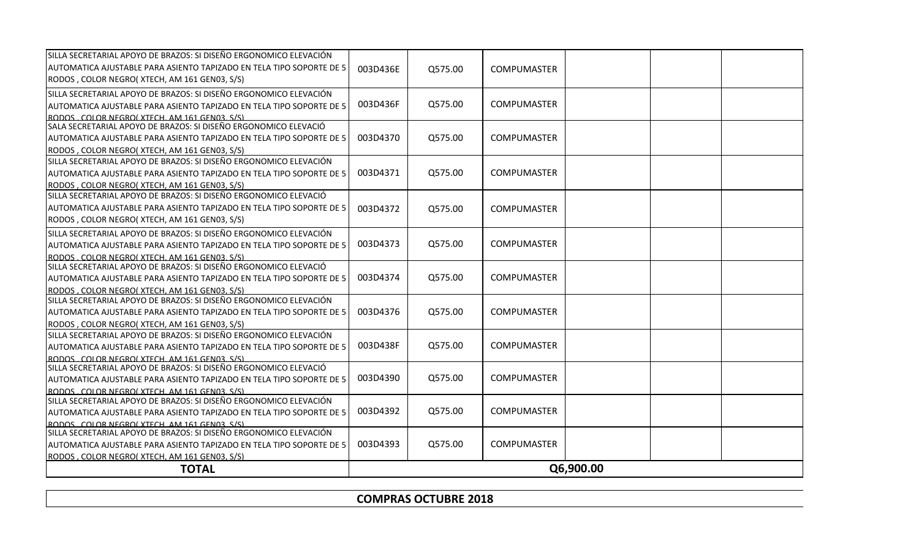| | | | | | | |
|---|---|---|---|---|---|---|
| SILLA SECRETARIAL APOYO DE BRAZOS: SI DISEÑO ERGONOMICO ELEVACIÓN AUTOMATICA AJUSTABLE PARA ASIENTO TAPIZADO EN TELA TIPO SOPORTE DE 5 RODOS , COLOR NEGRO( XTECH, AM 161 GEN03, S/S) | 003D436E | Q575.00 | COMPUMASTER | | | |
| SILLA SECRETARIAL APOYO DE BRAZOS: SI DISEÑO ERGONOMICO ELEVACIÓN AUTOMATICA AJUSTABLE PARA ASIENTO TAPIZADO EN TELA TIPO SOPORTE DE 5 RODOS , COLOR NEGRO( XTECH, AM 161 GEN03, S/S) | 003D436F | Q575.00 | COMPUMASTER | | | |
| SALA SECRETARIAL APOYO DE BRAZOS: SI DISEÑO ERGONOMICO ELEVACIÓ AUTOMATICA AJUSTABLE PARA ASIENTO TAPIZADO EN TELA TIPO SOPORTE DE 5 RODOS , COLOR NEGRO( XTECH, AM 161 GEN03, S/S) | 003D4370 | Q575.00 | COMPUMASTER | | | |
| SILLA SECRETARIAL APOYO DE BRAZOS: SI DISEÑO ERGONOMICO ELEVACIÓN AUTOMATICA AJUSTABLE PARA ASIENTO TAPIZADO EN TELA TIPO SOPORTE DE 5 RODOS , COLOR NEGRO( XTECH, AM 161 GEN03, S/S) | 003D4371 | Q575.00 | COMPUMASTER | | | |
| SILLA SECRETARIAL APOYO DE BRAZOS: SI DISEÑO ERGONOMICO ELEVACIÓ AUTOMATICA AJUSTABLE PARA ASIENTO TAPIZADO EN TELA TIPO SOPORTE DE 5 RODOS , COLOR NEGRO( XTECH, AM 161 GEN03, S/S) | 003D4372 | Q575.00 | COMPUMASTER | | | |
| SILLA SECRETARIAL APOYO DE BRAZOS: SI DISEÑO ERGONOMICO ELEVACIÓN AUTOMATICA AJUSTABLE PARA ASIENTO TAPIZADO EN TELA TIPO SOPORTE DE 5 RODOS , COLOR NEGRO( XTECH, AM 161 GEN03, S/S) | 003D4373 | Q575.00 | COMPUMASTER | | | |
| SILLA SECRETARIAL APOYO DE BRAZOS: SI DISEÑO ERGONOMICO ELEVACIÓ AUTOMATICA AJUSTABLE PARA ASIENTO TAPIZADO EN TELA TIPO SOPORTE DE 5 RODOS , COLOR NEGRO( XTECH, AM 161 GEN03, S/S) | 003D4374 | Q575.00 | COMPUMASTER | | | |
| SILLA SECRETARIAL APOYO DE BRAZOS: SI DISEÑO ERGONOMICO ELEVACIÓN AUTOMATICA AJUSTABLE PARA ASIENTO TAPIZADO EN TELA TIPO SOPORTE DE 5 RODOS , COLOR NEGRO( XTECH, AM 161 GEN03, S/S) | 003D4376 | Q575.00 | COMPUMASTER | | | |
| SILLA SECRETARIAL APOYO DE BRAZOS: SI DISEÑO ERGONOMICO ELEVACIÓN AUTOMATICA AJUSTABLE PARA ASIENTO TAPIZADO EN TELA TIPO SOPORTE DE 5 RODOS , COLOR NEGRO( XTECH, AM 161 GEN03, S/S) | 003D438F | Q575.00 | COMPUMASTER | | | |
| SILLA SECRETARIAL APOYO DE BRAZOS: SI DISEÑO ERGONOMICO ELEVACIÓ AUTOMATICA AJUSTABLE PARA ASIENTO TAPIZADO EN TELA TIPO SOPORTE DE 5 RODOS , COLOR NEGRO( XTECH, AM 161 GEN03, S/S) | 003D4390 | Q575.00 | COMPUMASTER | | | |
| SILLA SECRETARIAL APOYO DE BRAZOS: SI DISEÑO ERGONOMICO ELEVACIÓN AUTOMATICA AJUSTABLE PARA ASIENTO TAPIZADO EN TELA TIPO SOPORTE DE 5 RODOS , COLOR NEGRO( XTECH, AM 161 GEN03, S/S) | 003D4392 | Q575.00 | COMPUMASTER | | | |
| SILLA SECRETARIAL APOYO DE BRAZOS: SI DISEÑO ERGONOMICO ELEVACIÓN AUTOMATICA AJUSTABLE PARA ASIENTO TAPIZADO EN TELA TIPO SOPORTE DE 5 RODOS , COLOR NEGRO( XTECH, AM 161 GEN03, S/S) | 003D4393 | Q575.00 | COMPUMASTER | | | |
| **TOTAL** | | | | **Q6,900.00** | | |

**COMPRAS OCTUBRE 2018**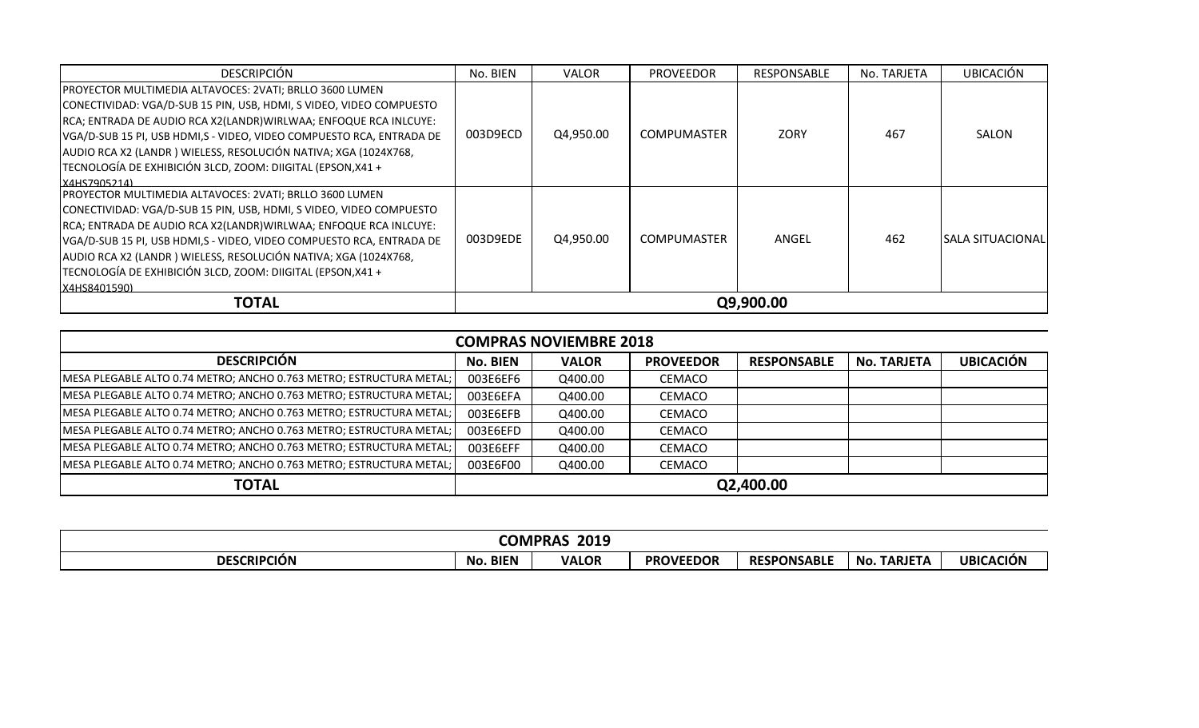| DESCRIPCIÓN | No. BIEN | VALOR | PROVEEDOR | RESPONSABLE | No. TARJETA | UBICACIÓN |
|---|---|---|---|---|---|---|
| PROYECTOR MULTIMEDIA ALTAVOCES: 2VATI; BRLLO 3600 LUMEN CONECTIVIDAD: VGA/D-SUB 15 PIN, USB, HDMI, S VIDEO, VIDEO COMPUESTO RCA; ENTRADA DE AUDIO RCA X2(LANDR)WIRLWAA; ENFOQUE RCA INLCUYE: VGA/D-SUB 15 PI, USB HDMI,S - VIDEO, VIDEO COMPUESTO RCA, ENTRADA DE AUDIO RCA X2 (LANDR ) WIELESS, RESOLUCIÓN NATIVA; XGA (1024X768, TECNOLOGÍA DE EXHIBICIÓN 3LCD, ZOOM: DIIGITAL (EPSON,X41 + X4HS7905214) | 003D9ECD | Q4,950.00 | COMPUMASTER | ZORY | 467 | SALON |
| PROYECTOR MULTIMEDIA ALTAVOCES: 2VATI; BRLLO 3600 LUMEN CONECTIVIDAD: VGA/D-SUB 15 PIN, USB, HDMI, S VIDEO, VIDEO COMPUESTO RCA; ENTRADA DE AUDIO RCA X2(LANDR)WIRLWAA; ENFOQUE RCA INLCUYE: VGA/D-SUB 15 PI, USB HDMI,S - VIDEO, VIDEO COMPUESTO RCA, ENTRADA DE AUDIO RCA X2 (LANDR ) WIELESS, RESOLUCIÓN NATIVA; XGA (1024X768, TECNOLOGÍA DE EXHIBICIÓN 3LCD, ZOOM: DIIGITAL (EPSON,X41 + X4HS8401590) | 003D9EDE | Q4,950.00 | COMPUMASTER | ANGEL | 462 | SALA SITUACIONAL |
| **TOTAL** | Q9,900.00 | | | | | |

| COMPRAS NOVIEMBRE 2018 | | | | | | |
|---|---|---|---|---|---|---|
| **DESCRIPCIÓN** | **No. BIEN** | **VALOR** | **PROVEEDOR** | **RESPONSABLE** | **No. TARJETA** | **UBICACIÓN** |
| MESA PLEGABLE ALTO 0.74 METRO; ANCHO 0.763 METRO; ESTRUCTURA METAL; | 003E6EF6 | Q400.00 | CEMACO | | | |
| MESA PLEGABLE ALTO 0.74 METRO; ANCHO 0.763 METRO; ESTRUCTURA METAL; | 003E6EFA | Q400.00 | CEMACO | | | |
| MESA PLEGABLE ALTO 0.74 METRO; ANCHO 0.763 METRO; ESTRUCTURA METAL; | 003E6EFB | Q400.00 | CEMACO | | | |
| MESA PLEGABLE ALTO 0.74 METRO; ANCHO 0.763 METRO; ESTRUCTURA METAL; | 003E6EFD | Q400.00 | CEMACO | | | |
| MESA PLEGABLE ALTO 0.74 METRO; ANCHO 0.763 METRO; ESTRUCTURA METAL; | 003E6EFF | Q400.00 | CEMACO | | | |
| MESA PLEGABLE ALTO 0.74 METRO; ANCHO 0.763 METRO; ESTRUCTURA METAL; | 003E6F00 | Q400.00 | CEMACO | | | |
| **TOTAL** | Q2,400.00 | | | | | |

| COMPRAS 2019 | | | | | | |
|---|---|---|---|---|---|---|
| **DESCRIPCIÓN** | **No. BIEN** | **VALOR** | **PROVEEDOR** | **RESPONSABLE** | **No. TARJETA** | **UBICACIÓN** |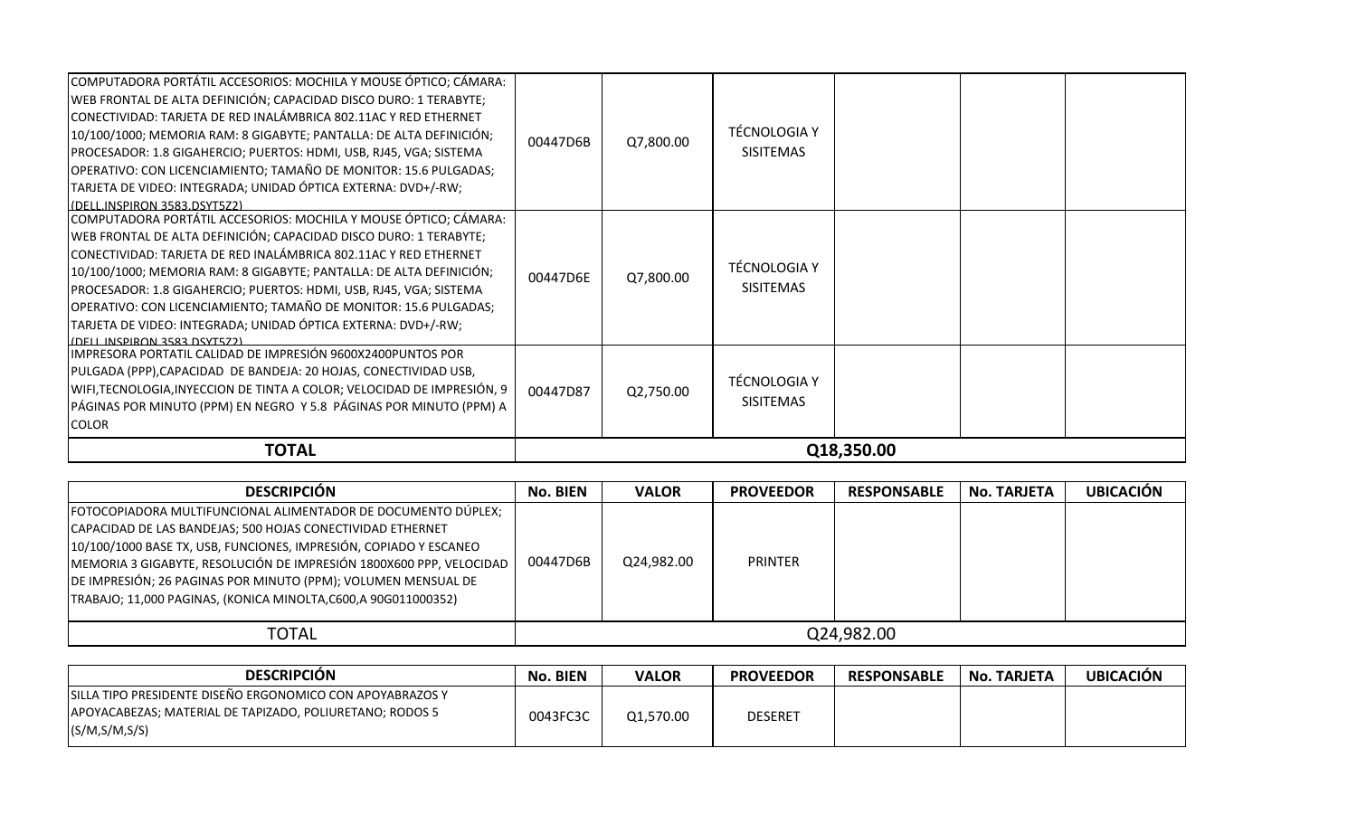| | | | | | | |
|---|---|---|---|---|---|---|
| COMPUTADORA PORTÁTIL ACCESORIOS: MOCHILA Y MOUSE ÓPTICO; CÁMARA: WEB FRONTAL DE ALTA DEFINICIÓN; CAPACIDAD DISCO DURO: 1 TERABYTE; CONECTIVIDAD: TARJETA DE RED INALÁMBRICA 802.11AC Y RED ETHERNET 10/100/1000; MEMORIA RAM: 8 GIGABYTE; PANTALLA: DE ALTA DEFINICIÓN; PROCESADOR: 1.8 GIGAHERCIO; PUERTOS: HDMI, USB, RJ45, VGA; SISTEMA OPERATIVO: CON LICENCIAMIENTO; TAMAÑO DE MONITOR: 15.6 PULGADAS; TARJETA DE VIDEO: INTEGRADA; UNIDAD ÓPTICA EXTERNA: DVD+/-RW; (DELL,INSPIRON 3583,DSYT5Z2) | 00447D6B | Q7,800.00 | TÉCNOLOGIA Y SISITEMAS | | | |
| COMPUTADORA PORTÁTIL ACCESORIOS: MOCHILA Y MOUSE ÓPTICO; CÁMARA: WEB FRONTAL DE ALTA DEFINICIÓN; CAPACIDAD DISCO DURO: 1 TERABYTE; CONECTIVIDAD: TARJETA DE RED INALÁMBRICA 802.11AC Y RED ETHERNET 10/100/1000; MEMORIA RAM: 8 GIGABYTE; PANTALLA: DE ALTA DEFINICIÓN; PROCESADOR: 1.8 GIGAHERCIO; PUERTOS: HDMI, USB, RJ45, VGA; SISTEMA OPERATIVO: CON LICENCIAMIENTO; TAMAÑO DE MONITOR: 15.6 PULGADAS; TARJETA DE VIDEO: INTEGRADA; UNIDAD ÓPTICA EXTERNA: DVD+/-RW; (DELL,INSPIRON 3583,DSYT5Z2) | 00447D6E | Q7,800.00 | TÉCNOLOGIA Y SISITEMAS | | | |
| IMPRESORA PORTATIL CALIDAD DE IMPRESIÓN 9600X2400PUNTOS POR PULGADA (PPP),CAPACIDAD DE BANDEJA: 20 HOJAS, CONECTIVIDAD USB, WIFI,TECNOLOGIA,INYECCION DE TINTA A COLOR; VELOCIDAD DE IMPRESIÓN, 9 PÁGINAS POR MINUTO (PPM) EN NEGRO Y 5.8 PÁGINAS POR MINUTO (PPM) A COLOR | 00447D87 | Q2,750.00 | TÉCNOLOGIA Y SISITEMAS | | | |
| **TOTAL** | **Q18,350.00** | | | | | |

| DESCRIPCIÓN | No. BIEN | VALOR | PROVEEDOR | RESPONSABLE | No. TARJETA | UBICACIÓN |
|---|---|---|---|---|---|---|
| FOTOCOPIADORA MULTIFUNCIONAL ALIMENTADOR DE DOCUMENTO DÚPLEX; CAPACIDAD DE LAS BANDEJAS; 500 HOJAS CONECTIVIDAD ETHERNET 10/100/1000 BASE TX, USB, FUNCIONES, IMPRESIÓN, COPIADO Y ESCANEO MEMORIA 3 GIGABYTE, RESOLUCIÓN DE IMPRESIÓN 1800X600 PPP, VELOCIDAD DE IMPRESIÓN; 26 PAGINAS POR MINUTO (PPM); VOLUMEN MENSUAL DE TRABAJO; 11,000 PAGINAS, (KONICA MINOLTA,C600,A 90G011000352) | 00447D6B | Q24,982.00 | PRINTER | | | |
| TOTAL | Q24,982.00 | | | | | |

| DESCRIPCIÓN | No. BIEN | VALOR | PROVEEDOR | RESPONSABLE | No. TARJETA | UBICACIÓN |
|---|---|---|---|---|---|---|
| SILLA TIPO PRESIDENTE DISEÑO ERGONOMICO CON APOYABRAZOS Y APOYACABEZAS; MATERIAL DE TAPIZADO, POLIURETANO; RODOS 5 (S/M,S/M,S/S) | 0043FC3C | Q1,570.00 | DESERET | | | |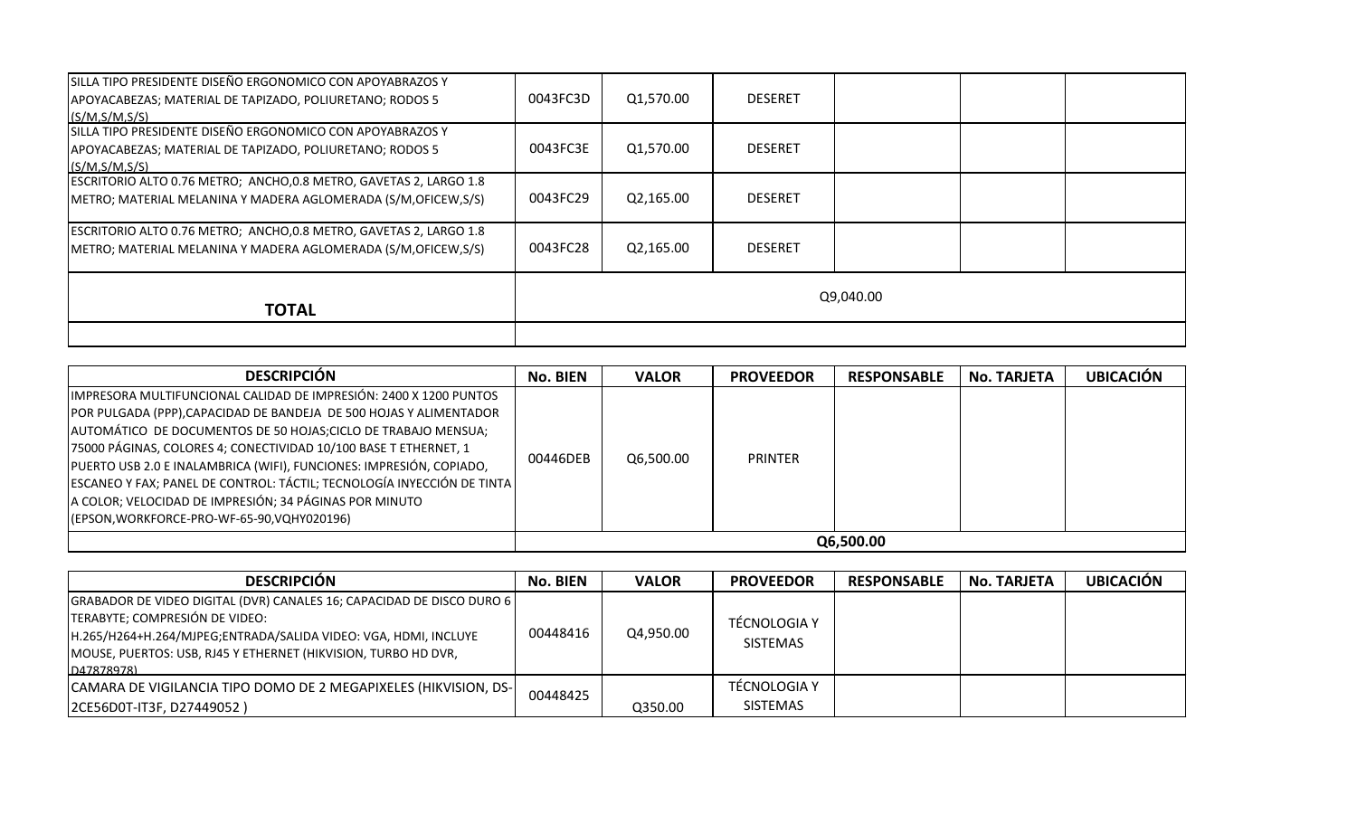| | | | | | | |
|---|---|---|---|---|---|---|
| SILLA TIPO PRESIDENTE DISEÑO ERGONOMICO CON APOYABRAZOS Y APOYACABEZAS; MATERIAL DE TAPIZADO, POLIURETANO; RODOS 5 (S/M,S/M,S/S) | 0043FC3D | Q1,570.00 | DESERET | | | |
| SILLA TIPO PRESIDENTE DISEÑO ERGONOMICO CON APOYABRAZOS Y APOYACABEZAS; MATERIAL DE TAPIZADO, POLIURETANO; RODOS 5 (S/M,S/M,S/S) | 0043FC3E | Q1,570.00 | DESERET | | | |
| ESCRITORIO ALTO 0.76 METRO; ANCHO,0.8 METRO, GAVETAS 2, LARGO 1.8 METRO; MATERIAL MELANINA Y MADERA AGLOMERADA (S/M,OFICEW,S/S) | 0043FC29 | Q2,165.00 | DESERET | | | |
| ESCRITORIO ALTO 0.76 METRO; ANCHO,0.8 METRO, GAVETAS 2, LARGO 1.8 METRO; MATERIAL MELANINA Y MADERA AGLOMERADA (S/M,OFICEW,S/S) | 0043FC28 | Q2,165.00 | DESERET | | | |
| **TOTAL** | Q9,040.00 | | | | | |
| | | | | | | |

| DESCRIPCIÓN | No. BIEN | VALOR | PROVEEDOR | RESPONSABLE | No. TARJETA | UBICACIÓN |
|---|---|---|---|---|---|---|
| IMPRESORA MULTIFUNCIONAL CALIDAD DE IMPRESIÓN: 2400 X 1200 PUNTOS POR PULGADA (PPP),CAPACIDAD DE BANDEJA DE 500 HOJAS Y ALIMENTADOR AUTOMÁTICO DE DOCUMENTOS DE 50 HOJAS;CICLO DE TRABAJO MENSUA; 75000 PÁGINAS, COLORES 4; CONECTIVIDAD 10/100 BASE T ETHERNET, 1 PUERTO USB 2.0 E INALAMBRICA (WIFI), FUNCIONES: IMPRESIÓN, COPIADO, ESCANEO Y FAX; PANEL DE CONTROL: TÁCTIL; TECNOLOGÍA INYECCIÓN DE TINTA A COLOR; VELOCIDAD DE IMPRESIÓN; 34 PÁGINAS POR MINUTO (EPSON,WORKFORCE-PRO-WF-65-90,VQHY020196) | 00446DEB | Q6,500.00 | PRINTER | | | |
| | **Q6,500.00** | | | | | |

| DESCRIPCIÓN | No. BIEN | VALOR | PROVEEDOR | RESPONSABLE | No. TARJETA | UBICACIÓN |
|---|---|---|---|---|---|---|
| GRABADOR DE VIDEO DIGITAL (DVR) CANALES 16; CAPACIDAD DE DISCO DURO 6 TERABYTE; COMPRESIÓN DE VIDEO: H.265/H264+H.264/MJPEG;ENTRADA/SALIDA VIDEO: VGA, HDMI, INCLUYE MOUSE, PUERTOS: USB, RJ45 Y ETHERNET (HIKVISION, TURBO HD DVR, D47878978) | 00448416 | Q4,950.00 | TÉCNOLOGIA Y SISTEMAS | | | |
| CAMARA DE VIGILANCIA TIPO DOMO DE 2 MEGAPIXELES (HIKVISION, DS-2CE56D0T-IT3F, D27449052 ) | 00448425 | Q350.00 | TÉCNOLOGIA Y SISTEMAS | | | |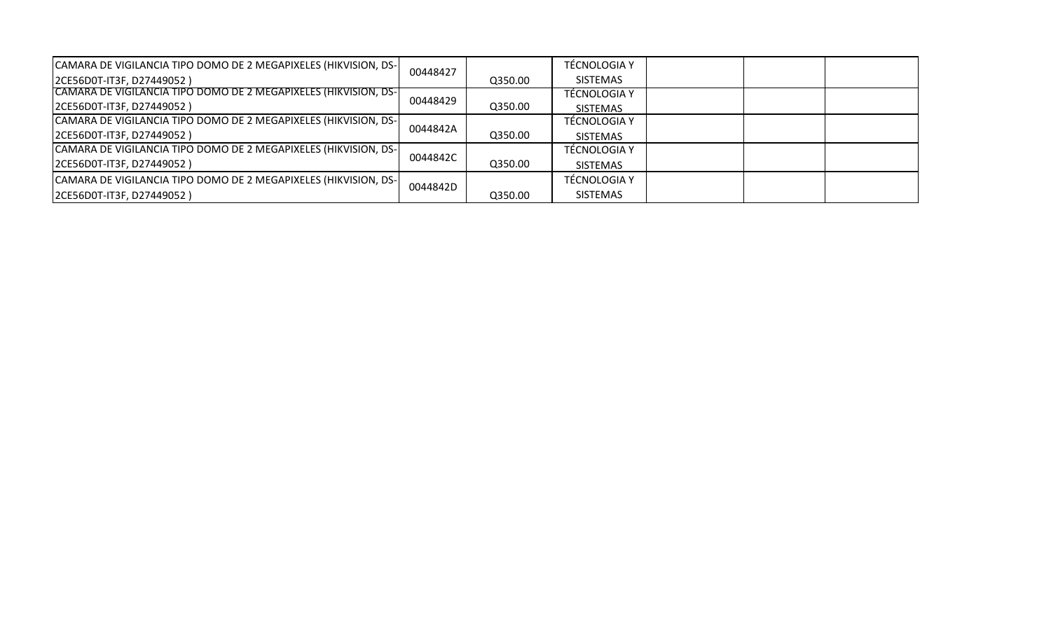| | | | | | | |
|---|---|---|---|---|---|---|
| CAMARA DE VIGILANCIA TIPO DOMO DE 2 MEGAPIXELES (HIKVISION, DS-2CE56D0T-IT3F, D27449052 ) | 00448427 | Q350.00 | TÉCNOLOGIA Y SISTEMAS | | | |
| CAMARA DE VIGILANCIA TIPO DOMO DE 2 MEGAPIXELES (HIKVISION, DS-2CE56D0T-IT3F, D27449052 ) | 00448429 | Q350.00 | TÉCNOLOGIA Y SISTEMAS | | | |
| CAMARA DE VIGILANCIA TIPO DOMO DE 2 MEGAPIXELES (HIKVISION, DS-2CE56D0T-IT3F, D27449052 ) | 0044842A | Q350.00 | TÉCNOLOGIA Y SISTEMAS | | | |
| CAMARA DE VIGILANCIA TIPO DOMO DE 2 MEGAPIXELES (HIKVISION, DS-2CE56D0T-IT3F, D27449052 ) | 0044842C | Q350.00 | TÉCNOLOGIA Y SISTEMAS | | | |
| CAMARA DE VIGILANCIA TIPO DOMO DE 2 MEGAPIXELES (HIKVISION, DS-2CE56D0T-IT3F, D27449052 ) | 0044842D | Q350.00 | TÉCNOLOGIA Y SISTEMAS | | | |